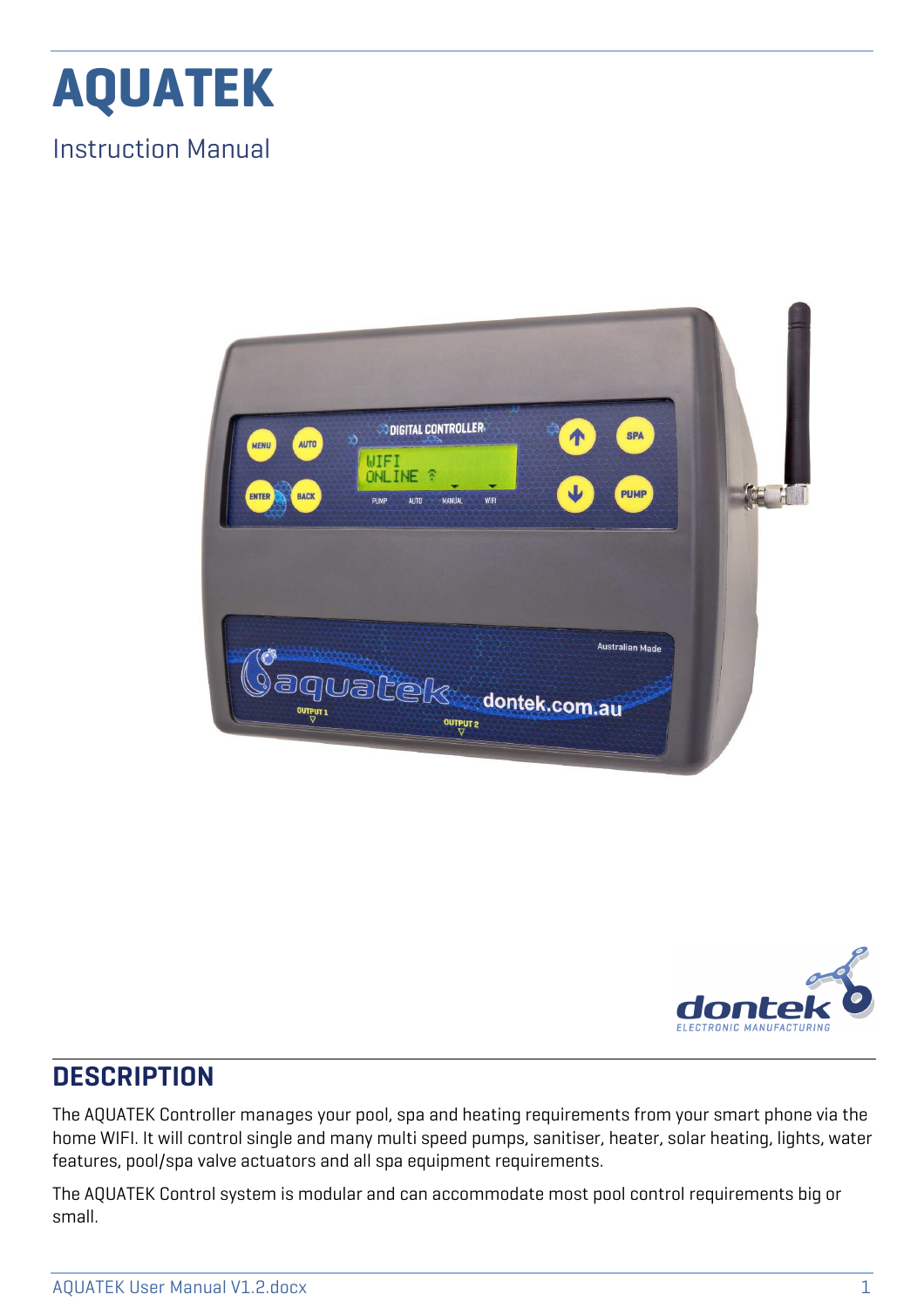# AQUATEK

Instruction Manual

## DESCRIPTION

The AQUATEK Controller manages your pool, spa and heating requirements from your smart phone via the home WIFI. It will control single and many multi speed pumps, sanitiser, heater, solar heating, lights, water features, pool/spa valve actuators and all spa equipment requirements.

The AQUATEK Control system is modular and can accommodate most pool control requirements big or small.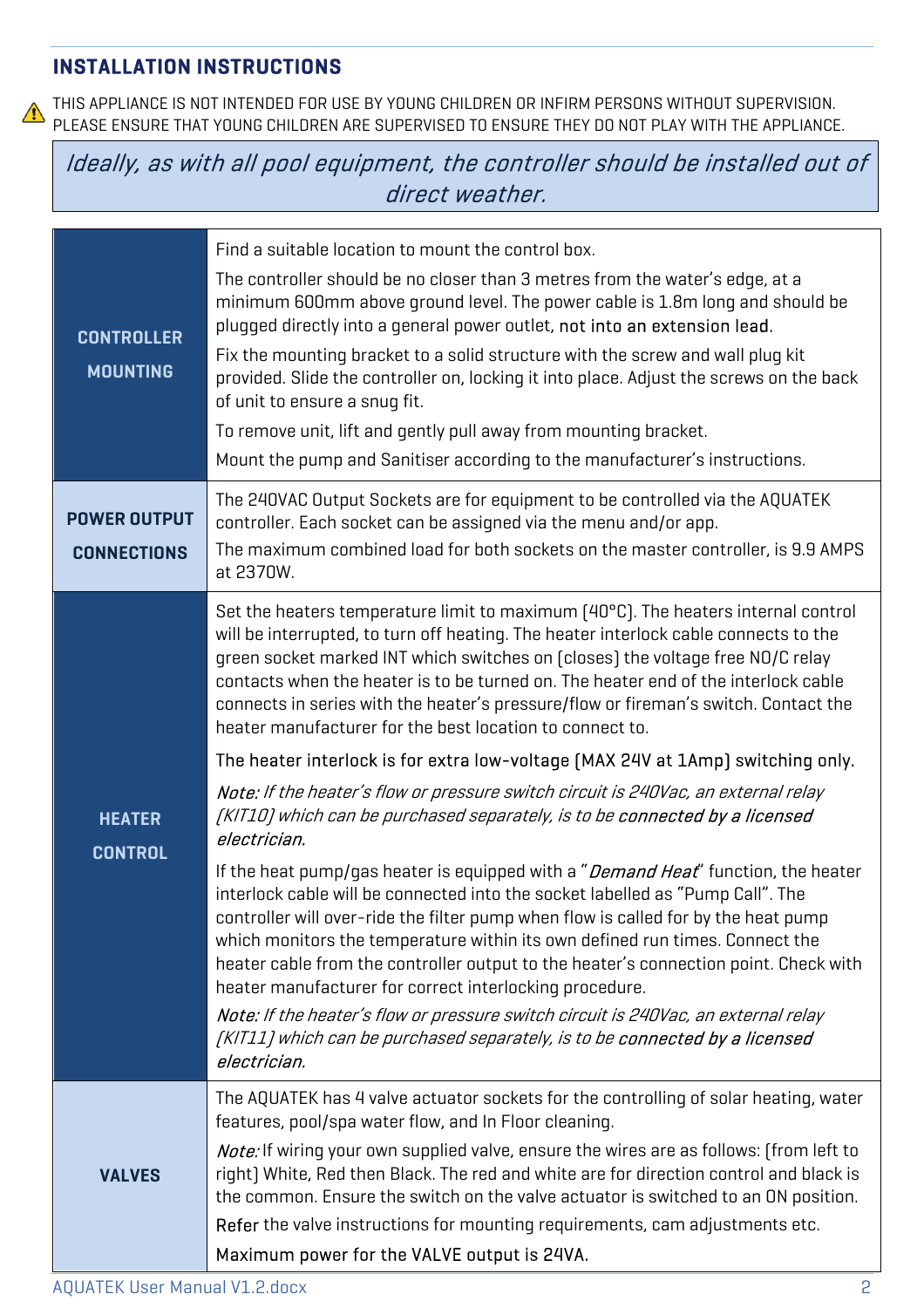## INSTALLATION INSTRUCTIONS

⚠ THIS APPLIANCE IS NOT INTENDED FOR USE BY YOUNG CHILDREN OR INFIRM PERSONS WITHOUT SUPERVISION. PLEASE ENSURE THAT YOUNG CHILDREN ARE SUPERVISED TO ENSURE THEY DO NOT PLAY WITH THE APPLIANCE.

*Ideally, as with all pool equipment, the controller should be installed out of direct weather.*

| | |
|---|---|
| **CONTROLLER MOUNTING** | Find a suitable location to mount the control box.<br><br>The controller should be no closer than 3 metres from the water's edge, at a minimum 600mm above ground level. The power cable is 1.8m long and should be plugged directly into a general power outlet, not into an extension lead.<br><br>Fix the mounting bracket to a solid structure with the screw and wall plug kit provided. Slide the controller on, locking it into place. Adjust the screws on the back of unit to ensure a snug fit.<br><br>To remove unit, lift and gently pull away from mounting bracket.<br><br>Mount the pump and Sanitiser according to the manufacturer's instructions. |
| **POWER OUTPUT CONNECTIONS** | The 240VAC Output Sockets are for equipment to be controlled via the AQUATEK controller. Each socket can be assigned via the menu and/or app.<br><br>The maximum combined load for both sockets on the master controller, is 9.9 AMPS at 2370W. |
| **HEATER CONTROL** | Set the heaters temperature limit to maximum (40°C). The heaters internal control will be interrupted, to turn off heating. The heater interlock cable connects to the green socket marked INT which switches on (closes) the voltage free NO/C relay contacts when the heater is to be turned on. The heater end of the interlock cable connects in series with the heater's pressure/flow or fireman's switch. Contact the heater manufacturer for the best location to connect to.<br><br>The heater interlock is for extra low-voltage (MAX 24V at 1Amp) switching only.<br><br>*Note: If the heater's flow or pressure switch circuit is 240Vac, an external relay [KIT10] which can be purchased separately, is to be* ***connected by a licensed electrician.***<br><br>If the heat pump/gas heater is equipped with a "*Demand Heat*" function, the heater interlock cable will be connected into the socket labelled as "Pump Call". The controller will over-ride the filter pump when flow is called for by the heat pump which monitors the temperature within its own defined run times. Connect the heater cable from the controller output to the heater's connection point. Check with heater manufacturer for correct interlocking procedure.<br><br>*Note: If the heater's flow or pressure switch circuit is 240Vac, an external relay [KIT11] which can be purchased separately, is to be* ***connected by a licensed electrician.*** |
| **VALVES** | The AQUATEK has 4 valve actuator sockets for the controlling of solar heating, water features, pool/spa water flow, and In Floor cleaning.<br><br>*Note:* If wiring your own supplied valve, ensure the wires are as follows: (from left to right) White, Red then Black. The red and white are for direction control and black is the common. Ensure the switch on the valve actuator is switched to an ON position.<br><br>Refer the valve instructions for mounting requirements, cam adjustments etc.<br><br>Maximum power for the VALVE output is 24VA. |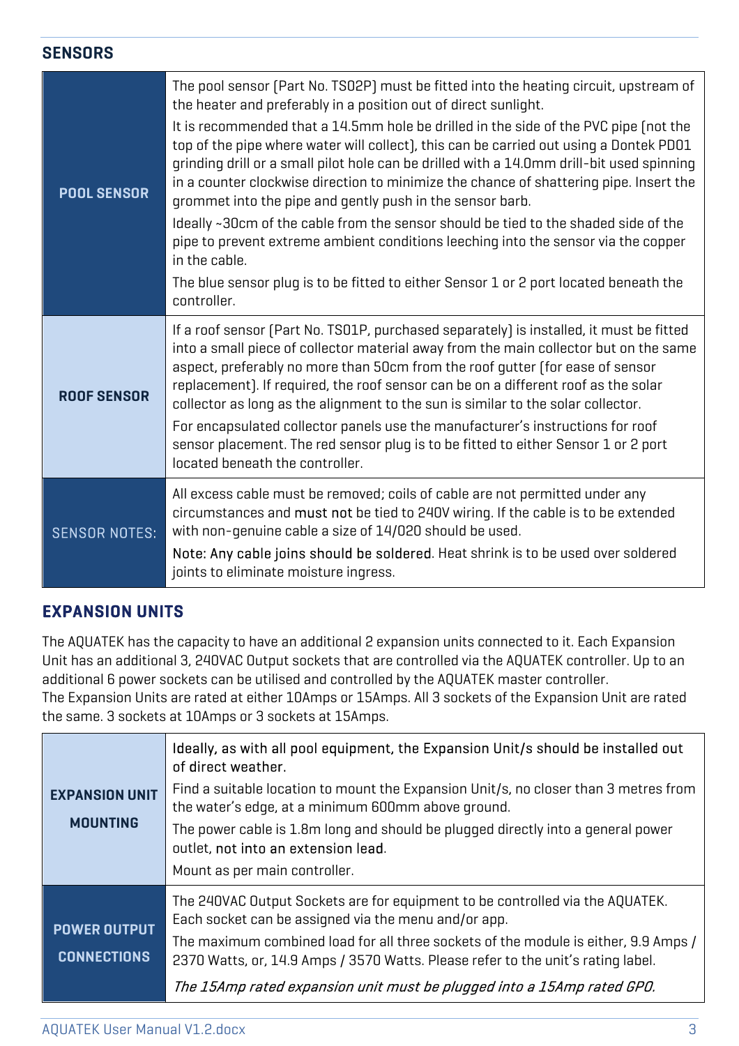## SENSORS

| | |
|---|---|
| **POOL SENSOR** | The pool sensor (Part No. TS02P) must be fitted into the heating circuit, upstream of the heater and preferably in a position out of direct sunlight.<br>It is recommended that a 14.5mm hole be drilled in the side of the PVC pipe (not the top of the pipe where water will collect), this can be carried out using a Dontek PD01 grinding drill or a small pilot hole can be drilled with a 14.0mm drill-bit used spinning in a counter clockwise direction to minimize the chance of shattering pipe. Insert the grommet into the pipe and gently push in the sensor barb.<br>Ideally ~30cm of the cable from the sensor should be tied to the shaded side of the pipe to prevent extreme ambient conditions leeching into the sensor via the copper in the cable.<br>The blue sensor plug is to be fitted to either Sensor 1 or 2 port located beneath the controller. |
| **ROOF SENSOR** | If a roof sensor (Part No. TS01P, purchased separately) is installed, it must be fitted into a small piece of collector material away from the main collector but on the same aspect, preferably no more than 50cm from the roof gutter (for ease of sensor replacement). If required, the roof sensor can be on a different roof as the solar collector as long as the alignment to the sun is similar to the solar collector.<br>For encapsulated collector panels use the manufacturer's instructions for roof sensor placement. The red sensor plug is to be fitted to either Sensor 1 or 2 port located beneath the controller. |
| SENSOR NOTES: | All excess cable must be removed; coils of cable are not permitted under any circumstances and must not be tied to 240V wiring. If the cable is to be extended with non-genuine cable a size of 14/020 should be used.<br>Note: Any cable joins should be soldered. Heat shrink is to be used over soldered joints to eliminate moisture ingress. |

## EXPANSION UNITS

The AQUATEK has the capacity to have an additional 2 expansion units connected to it. Each Expansion Unit has an additional 3, 240VAC Output sockets that are controlled via the AQUATEK controller. Up to an additional 6 power sockets can be utilised and controlled by the AQUATEK master controller.
The Expansion Units are rated at either 10Amps or 15Amps. All 3 sockets of the Expansion Unit are rated the same. 3 sockets at 10Amps or 3 sockets at 15Amps.

| | |
|---|---|
| **EXPANSION UNIT MOUNTING** | Ideally, as with all pool equipment, the Expansion Unit/s should be installed out of direct weather.<br>Find a suitable location to mount the Expansion Unit/s, no closer than 3 metres from the water's edge, at a minimum 600mm above ground.<br>The power cable is 1.8m long and should be plugged directly into a general power outlet, not into an extension lead.<br>Mount as per main controller. |
| **POWER OUTPUT CONNECTIONS** | The 240VAC Output Sockets are for equipment to be controlled via the AQUATEK. Each socket can be assigned via the menu and/or app.<br>The maximum combined load for all three sockets of the module is either, 9.9 Amps / 2370 Watts, or, 14.9 Amps / 3570 Watts. Please refer to the unit's rating label.<br>*The 15Amp rated expansion unit must be plugged into a 15Amp rated GPO.* |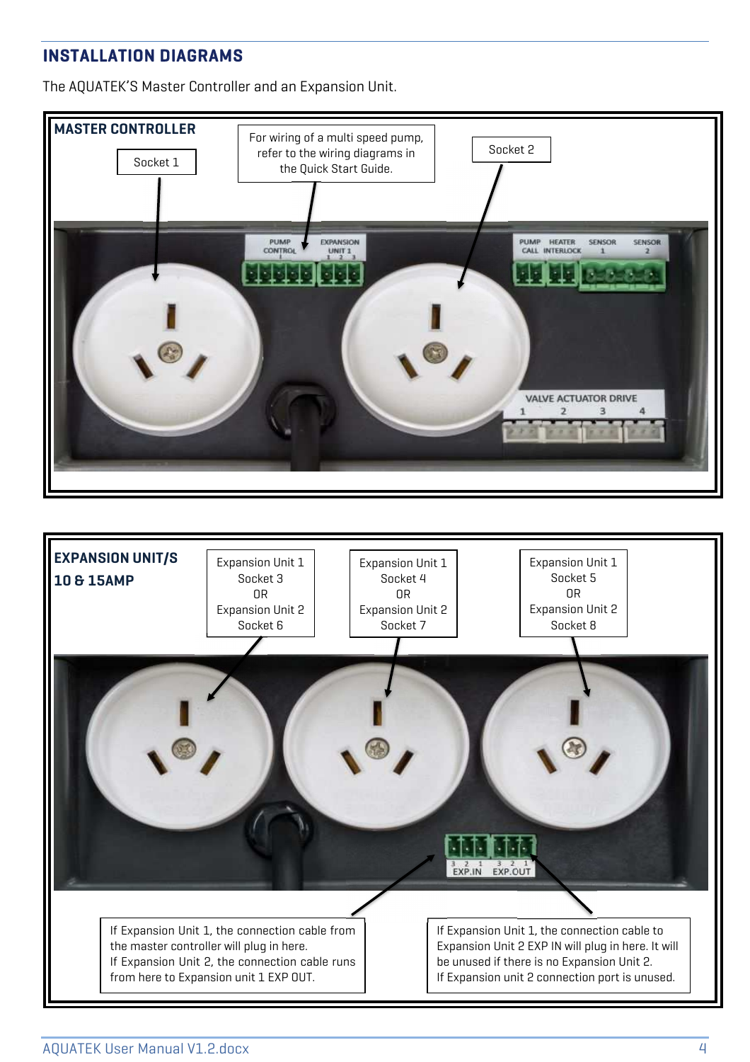## INSTALLATION DIAGRAMS

The AQUATEK'S Master Controller and an Expansion Unit.

**MASTER CONTROLLER**

Socket 1

For wiring of a multi speed pump, refer to the wiring diagrams in the Quick Start Guide.

Socket 2

PUMP CONTROL

EXPANSION UNIT 1

PUMP CALL

HEATER INTERLOCK

SENSOR 1

SENSOR 2

VALVE ACTUATOR DRIVE 1 2 3 4

**EXPANSION UNIT/S 10 & 15AMP**

Expansion Unit 1 Socket 3 OR Expansion Unit 2 Socket 6

Expansion Unit 1 Socket 4 OR Expansion Unit 2 Socket 7

Expansion Unit 1 Socket 5 OR Expansion Unit 2 Socket 8

EXP.IN

EXP.OUT

If Expansion Unit 1, the connection cable from the master controller will plug in here.
If Expansion Unit 2, the connection cable runs from here to Expansion unit 1 EXP OUT.

If Expansion Unit 1, the connection cable to Expansion Unit 2 EXP IN will plug in here. It will be unused if there is no Expansion Unit 2.
If Expansion unit 2 connection port is unused.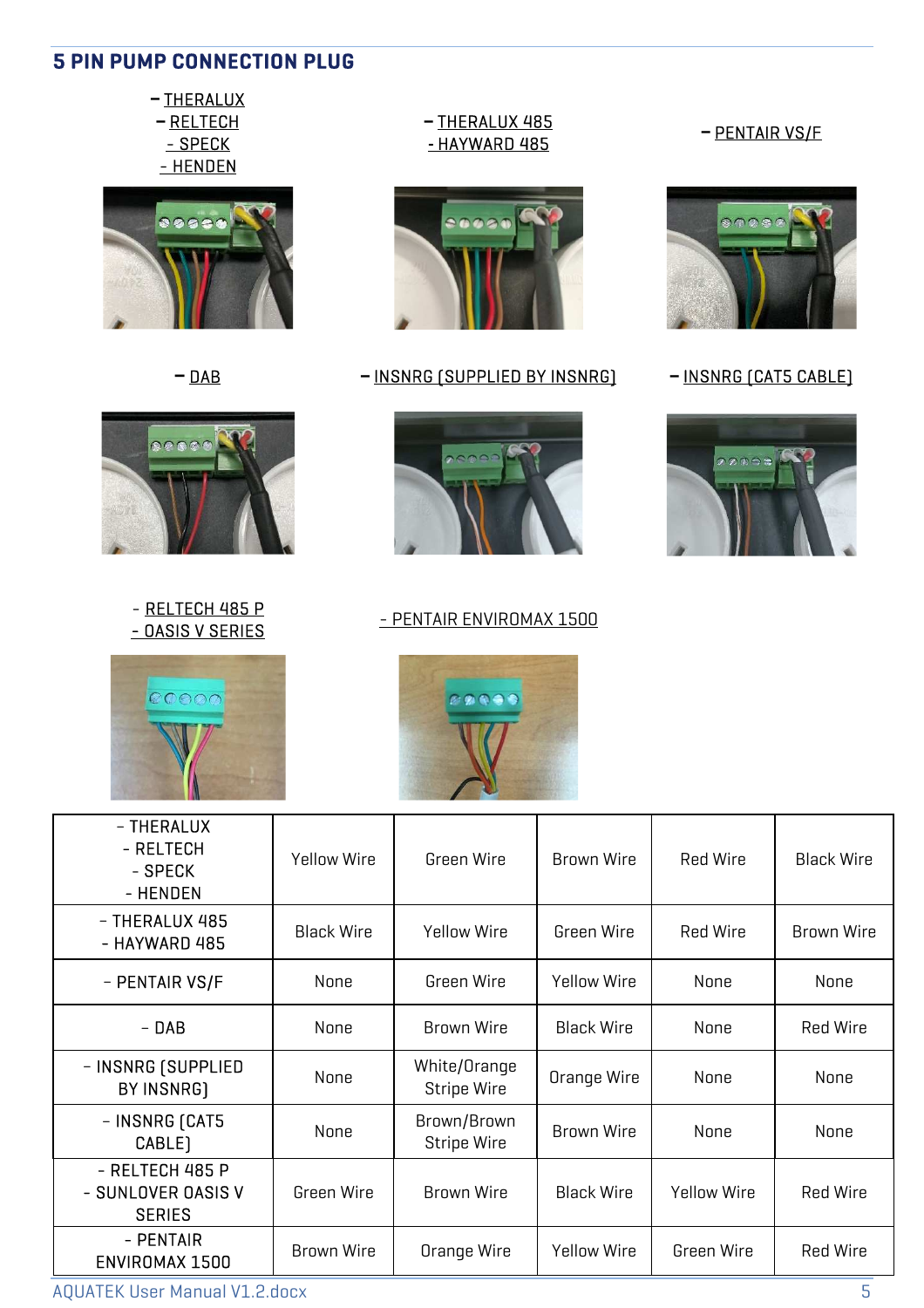## 5 PIN PUMP CONNECTION PLUG

– THERALUX
– RELTECH
- SPECK
- HENDEN

– THERALUX 485
- HAYWARD 485

– PENTAIR VS/F

– DAB

– INSNRG (SUPPLIED BY INSNRG)

– INSNRG (CAT5 CABLE)

- RELTECH 485 P
- OASIS V SERIES

- PENTAIR ENVIROMAX 1500

| | | | | | |
|---|---|---|---|---|---|
| - THERALUX<br>- RELTECH<br>- SPECK<br>- HENDEN | Yellow Wire | Green Wire | Brown Wire | Red Wire | Black Wire |
| - THERALUX 485<br>- HAYWARD 485 | Black Wire | Yellow Wire | Green Wire | Red Wire | Brown Wire |
| - PENTAIR VS/F | None | Green Wire | Yellow Wire | None | None |
| - DAB | None | Brown Wire | Black Wire | None | Red Wire |
| - INSNRG (SUPPLIED BY INSNRG) | None | White/Orange Stripe Wire | Orange Wire | None | None |
| - INSNRG (CAT5 CABLE) | None | Brown/Brown Stripe Wire | Brown Wire | None | None |
| - RELTECH 485 P<br>- SUNLOVER OASIS V SERIES | Green Wire | Brown Wire | Black Wire | Yellow Wire | Red Wire |
| - PENTAIR ENVIROMAX 1500 | Brown Wire | Orange Wire | Yellow Wire | Green Wire | Red Wire |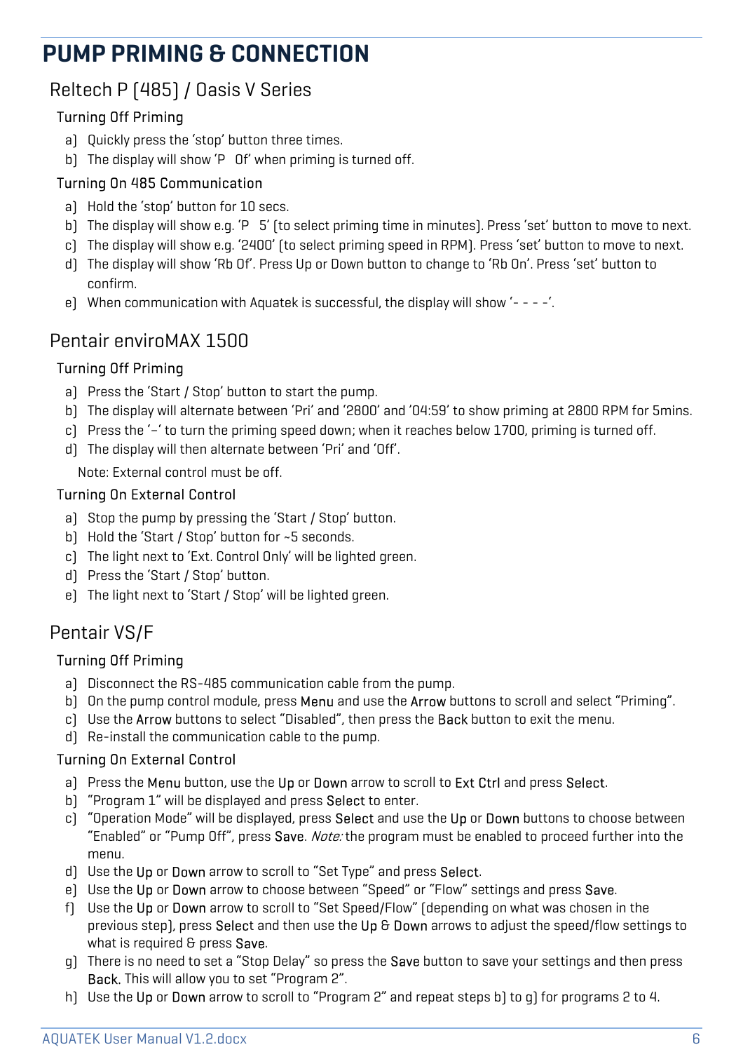# PUMP PRIMING & CONNECTION

## Reltech P (485) / Oasis V Series

### Turning Off Priming

a) Quickly press the 'stop' button three times.
b) The display will show 'P Of' when priming is turned off.

### Turning On 485 Communication

a) Hold the 'stop' button for 10 secs.
b) The display will show e.g. 'P 5' (to select priming time in minutes). Press 'set' button to move to next.
c) The display will show e.g. '2400' (to select priming speed in RPM). Press 'set' button to move to next.
d) The display will show 'Rb Of'. Press Up or Down button to change to 'Rb On'. Press 'set' button to confirm.
e) When communication with Aquatek is successful, the display will show '- - - -'.

## Pentair enviroMAX 1500

### Turning Off Priming

a) Press the 'Start / Stop' button to start the pump.
b) The display will alternate between 'Pri' and '2800' and '04:59' to show priming at 2800 RPM for 5mins.
c) Press the '–' to turn the priming speed down; when it reaches below 1700, priming is turned off.
d) The display will then alternate between 'Pri' and 'Off'.

Note: External control must be off.

### Turning On External Control

a) Stop the pump by pressing the 'Start / Stop' button.
b) Hold the 'Start / Stop' button for ~5 seconds.
c) The light next to 'Ext. Control Only' will be lighted green.
d) Press the 'Start / Stop' button.
e) The light next to 'Start / Stop' will be lighted green.

## Pentair VS/F

### Turning Off Priming

a) Disconnect the RS-485 communication cable from the pump.
b) On the pump control module, press Menu and use the Arrow buttons to scroll and select "Priming".
c) Use the Arrow buttons to select "Disabled", then press the Back button to exit the menu.
d) Re-install the communication cable to the pump.

### Turning On External Control

a) Press the Menu button, use the Up or Down arrow to scroll to Ext Ctrl and press Select.
b) "Program 1" will be displayed and press Select to enter.
c) "Operation Mode" will be displayed, press Select and use the Up or Down buttons to choose between "Enabled" or "Pump Off", press Save. *Note:* the program must be enabled to proceed further into the menu.
d) Use the Up or Down arrow to scroll to "Set Type" and press Select.
e) Use the Up or Down arrow to choose between "Speed" or "Flow" settings and press Save.
f) Use the Up or Down arrow to scroll to "Set Speed/Flow" (depending on what was chosen in the previous step), press Select and then use the Up & Down arrows to adjust the speed/flow settings to what is required & press Save.
g) There is no need to set a "Stop Delay" so press the Save button to save your settings and then press Back. This will allow you to set "Program 2".
h) Use the Up or Down arrow to scroll to "Program 2" and repeat steps b) to g) for programs 2 to 4.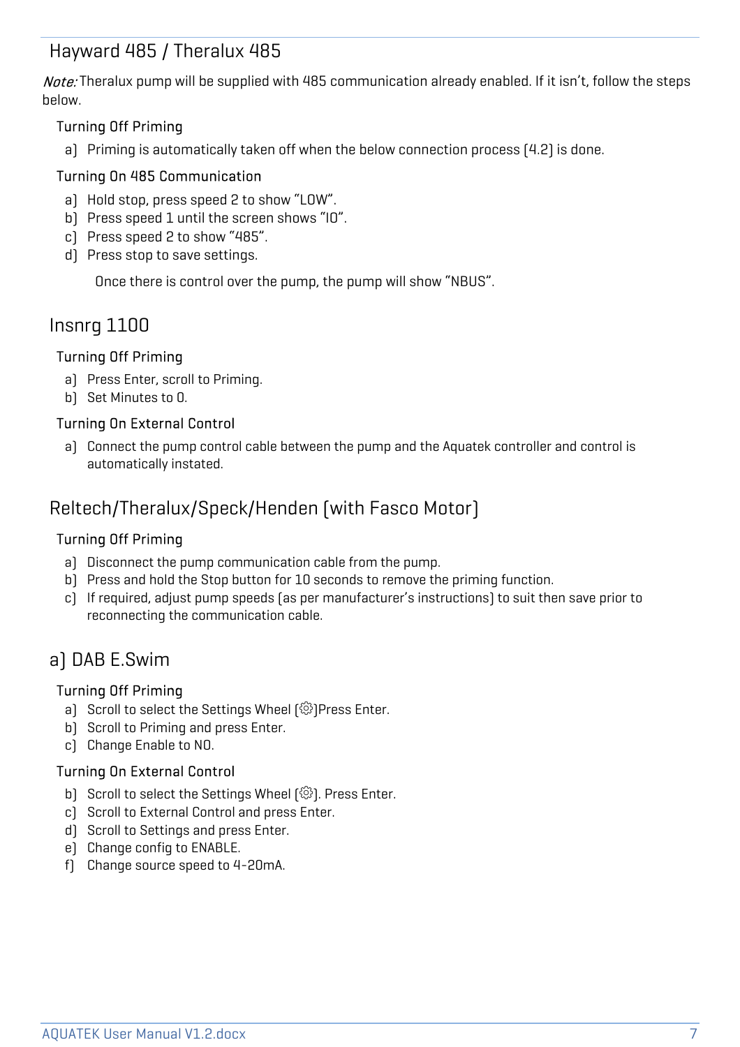## Hayward 485 / Theralux 485

*Note:* Theralux pump will be supplied with 485 communication already enabled. If it isn't, follow the steps below.

### Turning Off Priming

a) Priming is automatically taken off when the below connection process (4.2) is done.

### Turning On 485 Communication

a) Hold stop, press speed 2 to show "LOW".
b) Press speed 1 until the screen shows "IO".
c) Press speed 2 to show "485".
d) Press stop to save settings.

Once there is control over the pump, the pump will show "NBUS".

## Insnrg 1100

### Turning Off Priming

a) Press Enter, scroll to Priming.
b) Set Minutes to 0.

### Turning On External Control

a) Connect the pump control cable between the pump and the Aquatek controller and control is automatically instated.

## Reltech/Theralux/Speck/Henden (with Fasco Motor)

### Turning Off Priming

a) Disconnect the pump communication cable from the pump.
b) Press and hold the Stop button for 10 seconds to remove the priming function.
c) If required, adjust pump speeds (as per manufacturer's instructions) to suit then save prior to reconnecting the communication cable.

## a) DAB E.Swim

### Turning Off Priming

a) Scroll to select the Settings Wheel (⚙)Press Enter.
b) Scroll to Priming and press Enter.
c) Change Enable to NO.

### Turning On External Control

b) Scroll to select the Settings Wheel (⚙). Press Enter.
c) Scroll to External Control and press Enter.
d) Scroll to Settings and press Enter.
e) Change config to ENABLE.
f) Change source speed to 4-20mA.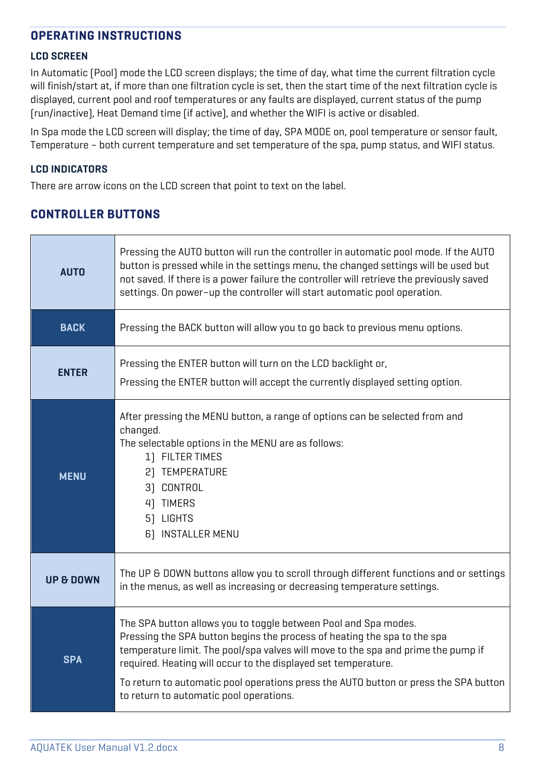## OPERATING INSTRUCTIONS

### LCD SCREEN

In Automatic [Pool] mode the LCD screen displays; the time of day, what time the current filtration cycle will finish/start at, if more than one filtration cycle is set, then the start time of the next filtration cycle is displayed, current pool and roof temperatures or any faults are displayed, current status of the pump [run/inactive], Heat Demand time [if active], and whether the WIFI is active or disabled.

In Spa mode the LCD screen will display; the time of day, SPA MODE on, pool temperature or sensor fault, Temperature – both current temperature and set temperature of the spa, pump status, and WIFI status.

### LCD INDICATORS

There are arrow icons on the LCD screen that point to text on the label.

## CONTROLLER BUTTONS

| Button | Description |
|---|---|
| **AUTO** | Pressing the AUTO button will run the controller in automatic pool mode. If the AUTO button is pressed while in the settings menu, the changed settings will be used but not saved. If there is a power failure the controller will retrieve the previously saved settings. On power-up the controller will start automatic pool operation. |
| **BACK** | Pressing the BACK button will allow you to go back to previous menu options. |
| **ENTER** | Pressing the ENTER button will turn on the LCD backlight or,<br>Pressing the ENTER button will accept the currently displayed setting option. |
| **MENU** | After pressing the MENU button, a range of options can be selected from and changed.<br>The selectable options in the MENU are as follows:<br>1] FILTER TIMES<br>2] TEMPERATURE<br>3] CONTROL<br>4] TIMERS<br>5] LIGHTS<br>6] INSTALLER MENU |
| **UP & DOWN** | The UP & DOWN buttons allow you to scroll through different functions and or settings in the menus, as well as increasing or decreasing temperature settings. |
| **SPA** | The SPA button allows you to toggle between Pool and Spa modes.<br>Pressing the SPA button begins the process of heating the spa to the spa temperature limit. The pool/spa valves will move to the spa and prime the pump if required. Heating will occur to the displayed set temperature.<br>To return to automatic pool operations press the AUTO button or press the SPA button to return to automatic pool operations. |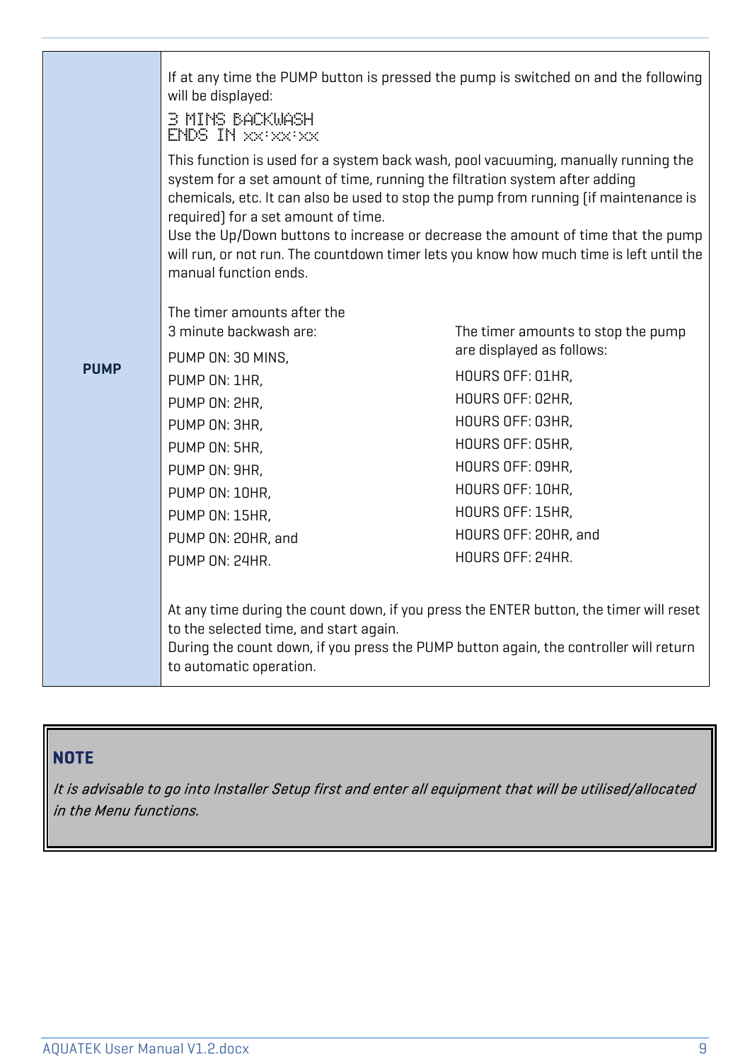| | |
|---|---|
| **PUMP** | If at any time the PUMP button is pressed the pump is switched on and the following will be displayed:<br>`3 MINS BACKWASH`<br>`ENDS IN xx:xx:xx`<br>This function is used for a system back wash, pool vacuuming, manually running the system for a set amount of time, running the filtration system after adding chemicals, etc. It can also be used to stop the pump from running (if maintenance is required) for a set amount of time.<br>Use the Up/Down buttons to increase or decrease the amount of time that the pump will run, or not run. The countdown timer lets you know how much time is left until the manual function ends.<br><br>The timer amounts after the 3 minute backwash are:<br>PUMP ON: 30 MINS,<br>PUMP ON: 1HR,<br>PUMP ON: 2HR,<br>PUMP ON: 3HR,<br>PUMP ON: 5HR,<br>PUMP ON: 9HR,<br>PUMP ON: 10HR,<br>PUMP ON: 15HR,<br>PUMP ON: 20HR, and<br>PUMP ON: 24HR.<br><br>The timer amounts to stop the pump are displayed as follows:<br>HOURS OFF: 01HR,<br>HOURS OFF: 02HR,<br>HOURS OFF: 03HR,<br>HOURS OFF: 05HR,<br>HOURS OFF: 09HR,<br>HOURS OFF: 10HR,<br>HOURS OFF: 15HR,<br>HOURS OFF: 20HR, and<br>HOURS OFF: 24HR.<br><br>At any time during the count down, if you press the ENTER button, the timer will reset to the selected time, and start again.<br>During the count down, if you press the PUMP button again, the controller will return to automatic operation. |

> **NOTE**
>
> *It is advisable to go into Installer Setup first and enter all equipment that will be utilised/allocated in the Menu functions.*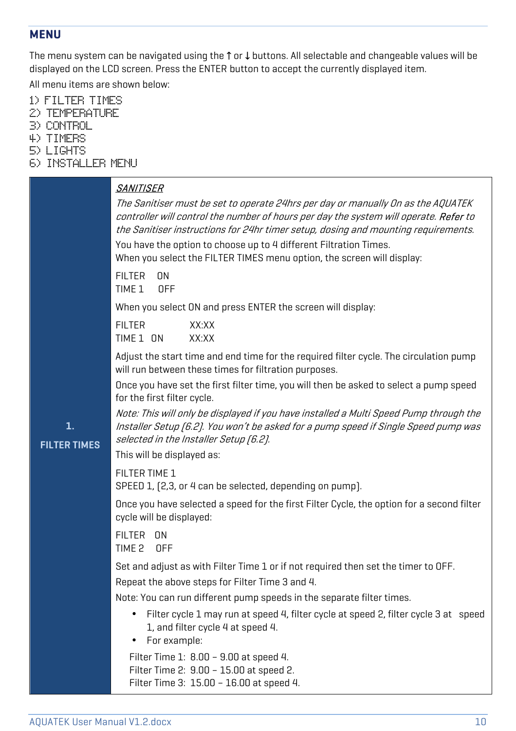## MENU

The menu system can be navigated using the ↑ or ↓ buttons. All selectable and changeable values will be displayed on the LCD screen. Press the ENTER button to accept the currently displayed item.

All menu items are shown below:

1) FILTER TIMES
2) TEMPERATURE
3) CONTROL
4) TIMERS
5) LIGHTS
6) INSTALLER MENU

| **1. FILTER TIMES** | *SANITISER*<br>*The Sanitiser must be set to operate 24hrs per day or manually On as the AQUATEK controller will control the number of hours per day the system will operate. Refer to the Sanitiser instructions for 24hr timer setup, dosing and mounting requirements.*<br><br>You have the option to choose up to 4 different Filtration Times.<br>When you select the FILTER TIMES menu option, the screen will display:<br><br>FILTER ON<br>TIME 1 OFF<br><br>When you select ON and press ENTER the screen will display:<br><br>FILTER XX:XX<br>TIME 1 ON XX:XX<br><br>Adjust the start time and end time for the required filter cycle. The circulation pump will run between these times for filtration purposes.<br><br>Once you have set the first filter time, you will then be asked to select a pump speed for the first filter cycle.<br><br>*Note: This will only be displayed if you have installed a Multi Speed Pump through the Installer Setup [6.2]. You won't be asked for a pump speed if Single Speed pump was selected in the Installer Setup [6.2].*<br>This will be displayed as:<br><br>FILTER TIME 1<br>SPEED 1, (2,3, or 4 can be selected, depending on pump).<br><br>Once you have selected a speed for the first Filter Cycle, the option for a second filter cycle will be displayed:<br><br>FILTER ON<br>TIME 2 OFF<br><br>Set and adjust as with Filter Time 1 or if not required then set the timer to OFF.<br>Repeat the above steps for Filter Time 3 and 4.<br>Note: You can run different pump speeds in the separate filter times.<br><br>• Filter cycle 1 may run at speed 4, filter cycle at speed 2, filter cycle 3 at speed 1, and filter cycle 4 at speed 4.<br>• For example:<br><br>Filter Time 1: 8.00 – 9.00 at speed 4.<br>Filter Time 2: 9.00 – 15.00 at speed 2.<br>Filter Time 3: 15.00 – 16.00 at speed 4. |
|---|---|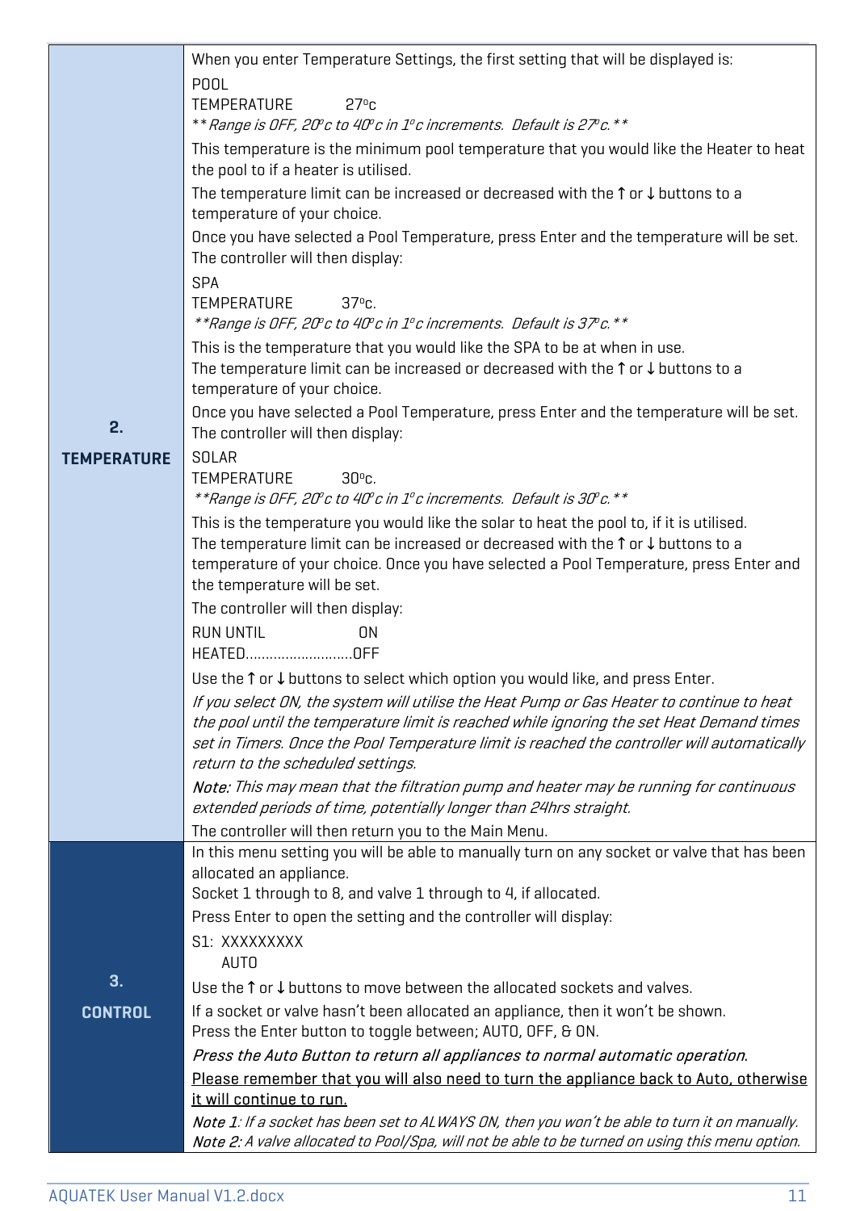| | |
|---|---|
| **2. TEMPERATURE** | When you enter Temperature Settings, the first setting that will be displayed is:<br>POOL<br>TEMPERATURE 27ºc<br>*\*\*Range is OFF, 20ºc to 40ºc in 1ºc increments. Default is 27ºc.\*\**<br>This temperature is the minimum pool temperature that you would like the Heater to heat the pool to if a heater is utilised.<br>The temperature limit can be increased or decreased with the ↑ or ↓ buttons to a temperature of your choice.<br>Once you have selected a Pool Temperature, press Enter and the temperature will be set. The controller will then display:<br>SPA<br>TEMPERATURE 37ºc.<br>*\*\*Range is OFF, 20ºc to 40ºc in 1ºc increments. Default is 37ºc.\*\**<br>This is the temperature that you would like the SPA to be at when in use.<br>The temperature limit can be increased or decreased with the ↑ or ↓ buttons to a temperature of your choice.<br>Once you have selected a Pool Temperature, press Enter and the temperature will be set. The controller will then display:<br>SOLAR<br>TEMPERATURE 30ºc.<br>*\*\*Range is OFF, 20ºc to 40ºc in 1ºc increments. Default is 30ºc.\*\**<br>This is the temperature you would like the solar to heat the pool to, if it is utilised.<br>The temperature limit can be increased or decreased with the ↑ or ↓ buttons to a temperature of your choice. Once you have selected a Pool Temperature, press Enter and the temperature will be set.<br>The controller will then display:<br>RUN UNTIL ON<br>HEATED..........................OFF<br>Use the ↑ or ↓ buttons to select which option you would like, and press Enter.<br>*If you select ON, the system will utilise the Heat Pump or Gas Heater to continue to heat the pool until the temperature limit is reached while ignoring the set Heat Demand times set in Timers. Once the Pool Temperature limit is reached the controller will automatically return to the scheduled settings.*<br>***Note:*** *This may mean that the filtration pump and heater may be running for continuous extended periods of time, potentially longer than 24hrs straight.*<br>The controller will then return you to the Main Menu. |
| **3. CONTROL** | In this menu setting you will be able to manually turn on any socket or valve that has been allocated an appliance.<br>Socket 1 through to 8, and valve 1 through to 4, if allocated.<br>Press Enter to open the setting and the controller will display:<br>S1: XXXXXXXXX<br>AUTO<br>Use the ↑ or ↓ buttons to move between the allocated sockets and valves.<br>If a socket or valve hasn't been allocated an appliance, then it won't be shown.<br>Press the Enter button to toggle between; AUTO, OFF, & ON.<br>*Press the Auto Button to return all appliances to normal automatic operation.*<br><u>Please remember that you will also need to turn the appliance back to Auto, otherwise it will continue to run.</u><br>*Note 1: If a socket has been set to ALWAYS ON, then you won't be able to turn it on manually.*<br>*Note 2: A valve allocated to Pool/Spa, will not be able to be turned on using this menu option.* |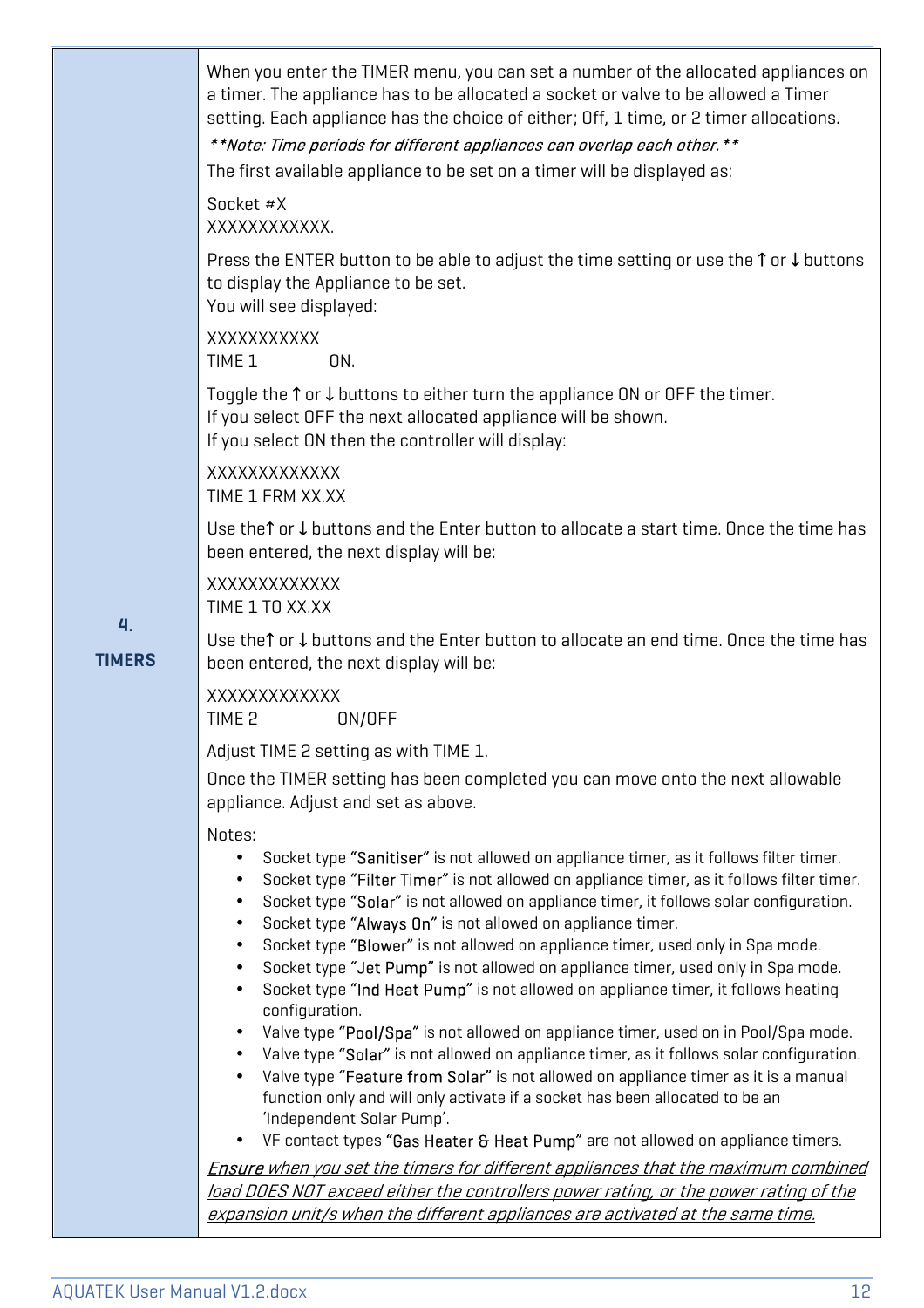## 4. TIMERS

When you enter the TIMER menu, you can set a number of the allocated appliances on a timer. The appliance has to be allocated a socket or valve to be allowed a Timer setting. Each appliance has the choice of either; Off, 1 time, or 2 timer allocations.

***Note: Time periods for different appliances can overlap each other.***

The first available appliance to be set on a timer will be displayed as:

Socket #X
XXXXXXXXXXXX.

Press the ENTER button to be able to adjust the time setting or use the ↑ or ↓ buttons to display the Appliance to be set.
You will see displayed:

XXXXXXXXXXX
TIME 1 ON.

Toggle the ↑ or ↓ buttons to either turn the appliance ON or OFF the timer.
If you select OFF the next allocated appliance will be shown.
If you select ON then the controller will display:

XXXXXXXXXXXXX
TIME 1 FRM XX.XX

Use the↑ or ↓ buttons and the Enter button to allocate a start time. Once the time has been entered, the next display will be:

XXXXXXXXXXXXX
TIME 1 TO XX.XX

Use the↑ or ↓ buttons and the Enter button to allocate an end time. Once the time has been entered, the next display will be:

XXXXXXXXXXXXX
TIME 2 ON/OFF

Adjust TIME 2 setting as with TIME 1.

Once the TIMER setting has been completed you can move onto the next allowable appliance. Adjust and set as above.

Notes:

- Socket type "Sanitiser" is not allowed on appliance timer, as it follows filter timer.
- Socket type "Filter Timer" is not allowed on appliance timer, as it follows filter timer.
- Socket type "Solar" is not allowed on appliance timer, it follows solar configuration.
- Socket type "Always On" is not allowed on appliance timer.
- Socket type "Blower" is not allowed on appliance timer, used only in Spa mode.
- Socket type "Jet Pump" is not allowed on appliance timer, used only in Spa mode.
- Socket type "Ind Heat Pump" is not allowed on appliance timer, it follows heating configuration.
- Valve type "Pool/Spa" is not allowed on appliance timer, used on in Pool/Spa mode.
- Valve type "Solar" is not allowed on appliance timer, as it follows solar configuration.
- Valve type "Feature from Solar" is not allowed on appliance timer as it is a manual function only and will only activate if a socket has been allocated to be an 'Independent Solar Pump'.
- VF contact types "Gas Heater & Heat Pump" are not allowed on appliance timers.

*Ensure when you set the timers for different appliances that the maximum combined load DOES NOT exceed either the controllers power rating, or the power rating of the expansion unit/s when the different appliances are activated at the same time.*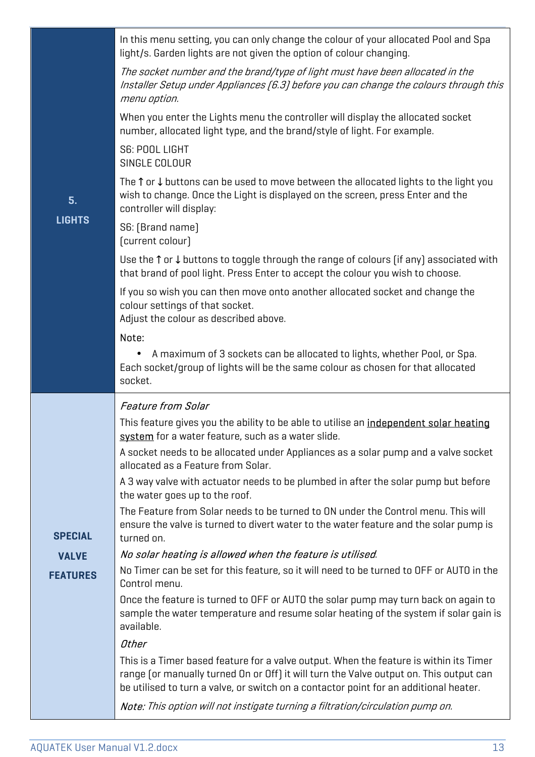| | |
|---|---|
| **5. LIGHTS** | In this menu setting, you can only change the colour of your allocated Pool and Spa light/s. Garden lights are not given the option of colour changing.<br><br>*The socket number and the brand/type of light must have been allocated in the Installer Setup under Appliances (6.3) before you can change the colours through this menu option.*<br><br>When you enter the Lights menu the controller will display the allocated socket number, allocated light type, and the brand/style of light. For example.<br><br>S6: POOL LIGHT<br>SINGLE COLOUR<br><br>The ↑ or ↓ buttons can be used to move between the allocated lights to the light you wish to change. Once the Light is displayed on the screen, press Enter and the controller will display:<br><br>S6: (Brand name)<br>(current colour)<br><br>Use the ↑ or ↓ buttons to toggle through the range of colours (if any) associated with that brand of pool light. Press Enter to accept the colour you wish to choose.<br><br>If you so wish you can then move onto another allocated socket and change the colour settings of that socket.<br>Adjust the colour as described above.<br><br>Note:<br>• A maximum of 3 sockets can be allocated to lights, whether Pool, or Spa.<br>Each socket/group of lights will be the same colour as chosen for that allocated socket. |
| **SPECIAL VALVE FEATURES** | *Feature from Solar*<br><br>This feature gives you the ability to be able to utilise an <u>independent solar heating system</u> for a water feature, such as a water slide.<br><br>A socket needs to be allocated under Appliances as a solar pump and a valve socket allocated as a Feature from Solar.<br><br>A 3 way valve with actuator needs to be plumbed in after the solar pump but before the water goes up to the roof.<br><br>The Feature from Solar needs to be turned to ON under the Control menu. This will ensure the valve is turned to divert water to the water feature and the solar pump is turned on.<br><br>*No solar heating is allowed when the feature is utilised.*<br><br>No Timer can be set for this feature, so it will need to be turned to OFF or AUTO in the Control menu.<br><br>Once the feature is turned to OFF or AUTO the solar pump may turn back on again to sample the water temperature and resume solar heating of the system if solar gain is available.<br><br>*Other*<br><br>This is a Timer based feature for a valve output. When the feature is within its Timer range (or manually turned On or Off) it will turn the Valve output on. This output can be utilised to turn a valve, or switch on a contactor point for an additional heater.<br><br>*Note: This option will not instigate turning a filtration/circulation pump on.* |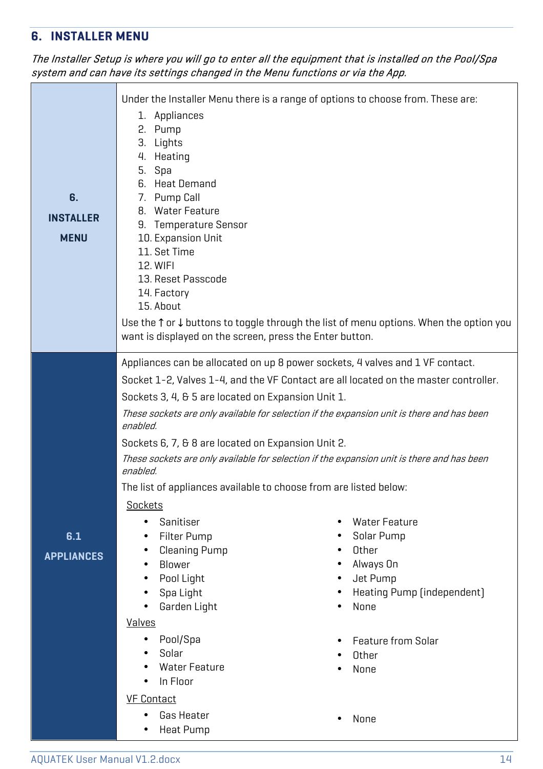## 6. INSTALLER MENU

*The Installer Setup is where you will go to enter all the equipment that is installed on the Pool/Spa system and can have its settings changed in the Menu functions or via the App.*

### 6. INSTALLER MENU

Under the Installer Menu there is a range of options to choose from. These are:

1. Appliances
2. Pump
3. Lights
4. Heating
5. Spa
6. Heat Demand
7. Pump Call
8. Water Feature
9. Temperature Sensor
10. Expansion Unit
11. Set Time
12. WIFI
13. Reset Passcode
14. Factory
15. About

Use the ↑ or ↓ buttons to toggle through the list of menu options. When the option you want is displayed on the screen, press the Enter button.

### 6.1 APPLIANCES

Appliances can be allocated on up 8 power sockets, 4 valves and 1 VF contact.

Socket 1-2, Valves 1-4, and the VF Contact are all located on the master controller.

Sockets 3, 4, & 5 are located on Expansion Unit 1.

*These sockets are only available for selection if the expansion unit is there and has been enabled.*

Sockets 6, 7, & 8 are located on Expansion Unit 2.

*These sockets are only available for selection if the expansion unit is there and has been enabled.*

The list of appliances available to choose from are listed below:

<u>Sockets</u>

- Sanitiser
- Filter Pump
- Cleaning Pump
- Blower
- Pool Light
- Spa Light
- Garden Light
- Water Feature
- Solar Pump
- Other
- Always On
- Jet Pump
- Heating Pump (independent)
- None

<u>Valves</u>

- Pool/Spa
- Solar
- Water Feature
- In Floor
- Feature from Solar
- Other
- None

<u>VF Contact</u>

- Gas Heater
- Heat Pump
- None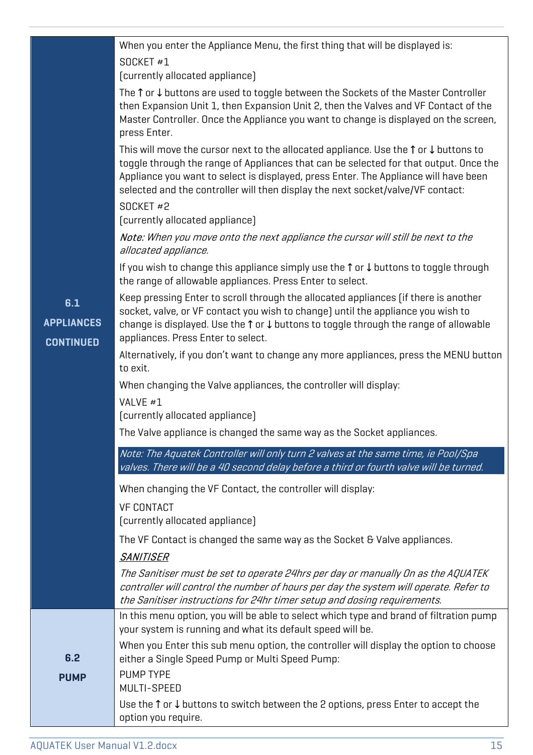| | |
|---|---|
| **6.1 APPLIANCES CONTINUED** | When you enter the Appliance Menu, the first thing that will be displayed is:<br>SOCKET #1<br>[currently allocated appliance]<br>The ↑ or ↓ buttons are used to toggle between the Sockets of the Master Controller then Expansion Unit 1, then Expansion Unit 2, then the Valves and VF Contact of the Master Controller. Once the Appliance you want to change is displayed on the screen, press Enter.<br>This will move the cursor next to the allocated appliance. Use the ↑ or ↓ buttons to toggle through the range of Appliances that can be selected for that output. Once the Appliance you want to select is displayed, press Enter. The Appliance will have been selected and the controller will then display the next socket/valve/VF contact:<br>SOCKET #2<br>[currently allocated appliance]<br>*Note: When you move onto the next appliance the cursor will still be next to the allocated appliance.*<br>If you wish to change this appliance simply use the ↑ or ↓ buttons to toggle through the range of allowable appliances. Press Enter to select.<br>Keep pressing Enter to scroll through the allocated appliances (if there is another socket, valve, or VF contact you wish to change) until the appliance you wish to change is displayed. Use the ↑ or ↓ buttons to toggle through the range of allowable appliances. Press Enter to select.<br>Alternatively, if you don't want to change any more appliances, press the MENU button to exit.<br>When changing the Valve appliances, the controller will display:<br>VALVE #1<br>[currently allocated appliance]<br>The Valve appliance is changed the same way as the Socket appliances.<br>*Note: The Aquatek Controller will only turn 2 valves at the same time, ie Pool/Spa valves. There will be a 40 second delay before a third or fourth valve will be turned.*<br>When changing the VF Contact, the controller will display:<br>VF CONTACT<br>[currently allocated appliance]<br>The VF Contact is changed the same way as the Socket & Valve appliances.<br>***SANITISER***<br>*The Sanitiser must be set to operate 24hrs per day or manually On as the AQUATEK controller will control the number of hours per day the system will operate. Refer to the Sanitiser instructions for 24hr timer setup and dosing requirements.* |
| **6.2 PUMP** | In this menu option, you will be able to select which type and brand of filtration pump your system is running and what its default speed will be.<br>When you Enter this sub menu option, the controller will display the option to choose either a Single Speed Pump or Multi Speed Pump:<br>PUMP TYPE<br>MULTI-SPEED<br>Use the ↑ or ↓ buttons to switch between the 2 options, press Enter to accept the option you require. |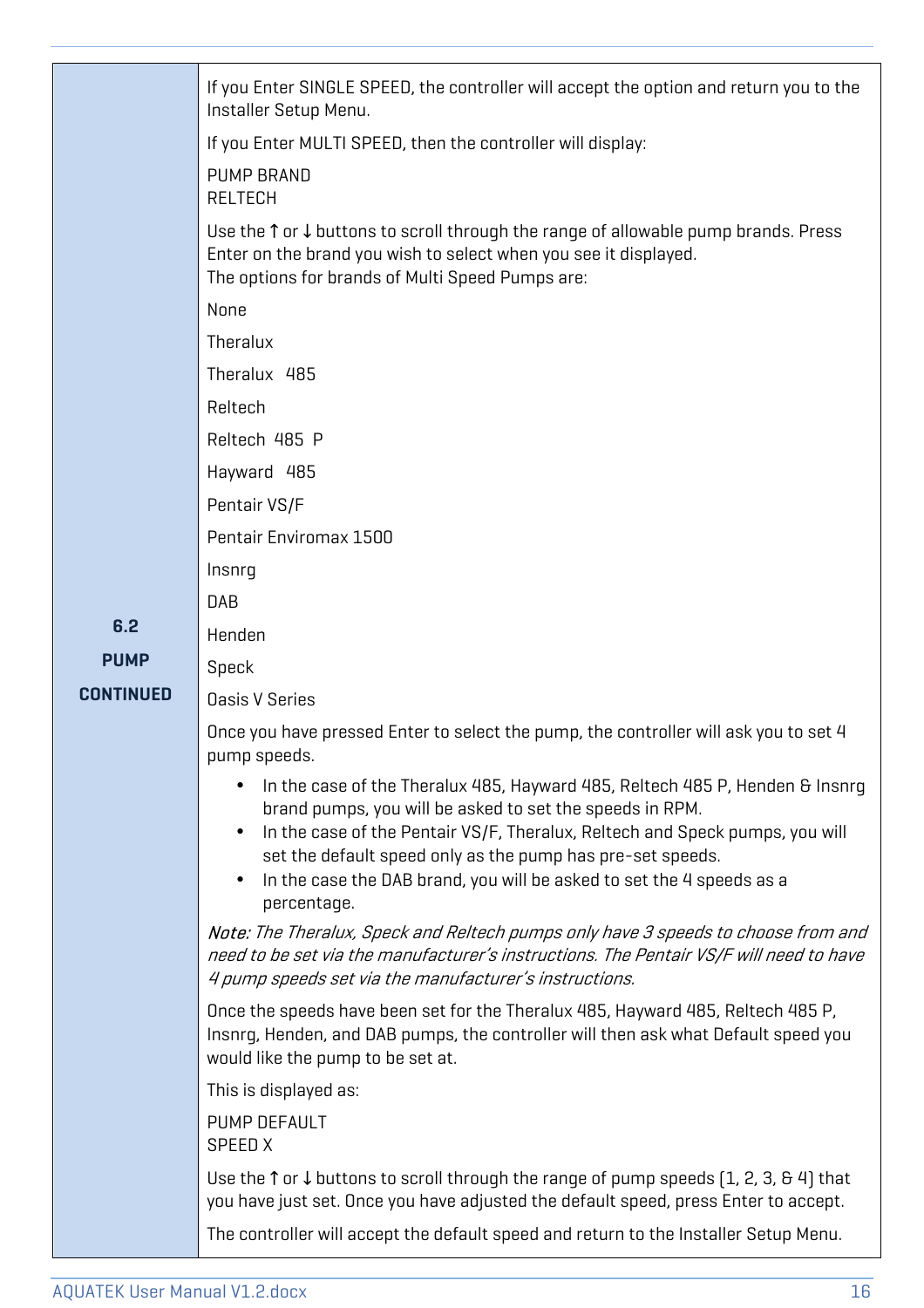**6.2 PUMP CONTINUED**

If you Enter SINGLE SPEED, the controller will accept the option and return you to the Installer Setup Menu.

If you Enter MULTI SPEED, then the controller will display:

PUMP BRAND
RELTECH

Use the ↑ or ↓ buttons to scroll through the range of allowable pump brands. Press Enter on the brand you wish to select when you see it displayed.
The options for brands of Multi Speed Pumps are:

None

Theralux

Theralux 485

Reltech

Reltech 485 P

Hayward 485

Pentair VS/F

Pentair Enviromax 1500

Insnrg

DAB

Henden

Speck

Oasis V Series

Once you have pressed Enter to select the pump, the controller will ask you to set 4 pump speeds.

- In the case of the Theralux 485, Hayward 485, Reltech 485 P, Henden & Insnrg brand pumps, you will be asked to set the speeds in RPM.
- In the case of the Pentair VS/F, Theralux, Reltech and Speck pumps, you will set the default speed only as the pump has pre-set speeds.
- In the case the DAB brand, you will be asked to set the 4 speeds as a percentage.

*Note: The Theralux, Speck and Reltech pumps only have 3 speeds to choose from and need to be set via the manufacturer's instructions. The Pentair VS/F will need to have 4 pump speeds set via the manufacturer's instructions.*

Once the speeds have been set for the Theralux 485, Hayward 485, Reltech 485 P, Insnrg, Henden, and DAB pumps, the controller will then ask what Default speed you would like the pump to be set at.

This is displayed as:

PUMP DEFAULT
SPEED X

Use the ↑ or ↓ buttons to scroll through the range of pump speeds (1, 2, 3, & 4) that you have just set. Once you have adjusted the default speed, press Enter to accept.

The controller will accept the default speed and return to the Installer Setup Menu.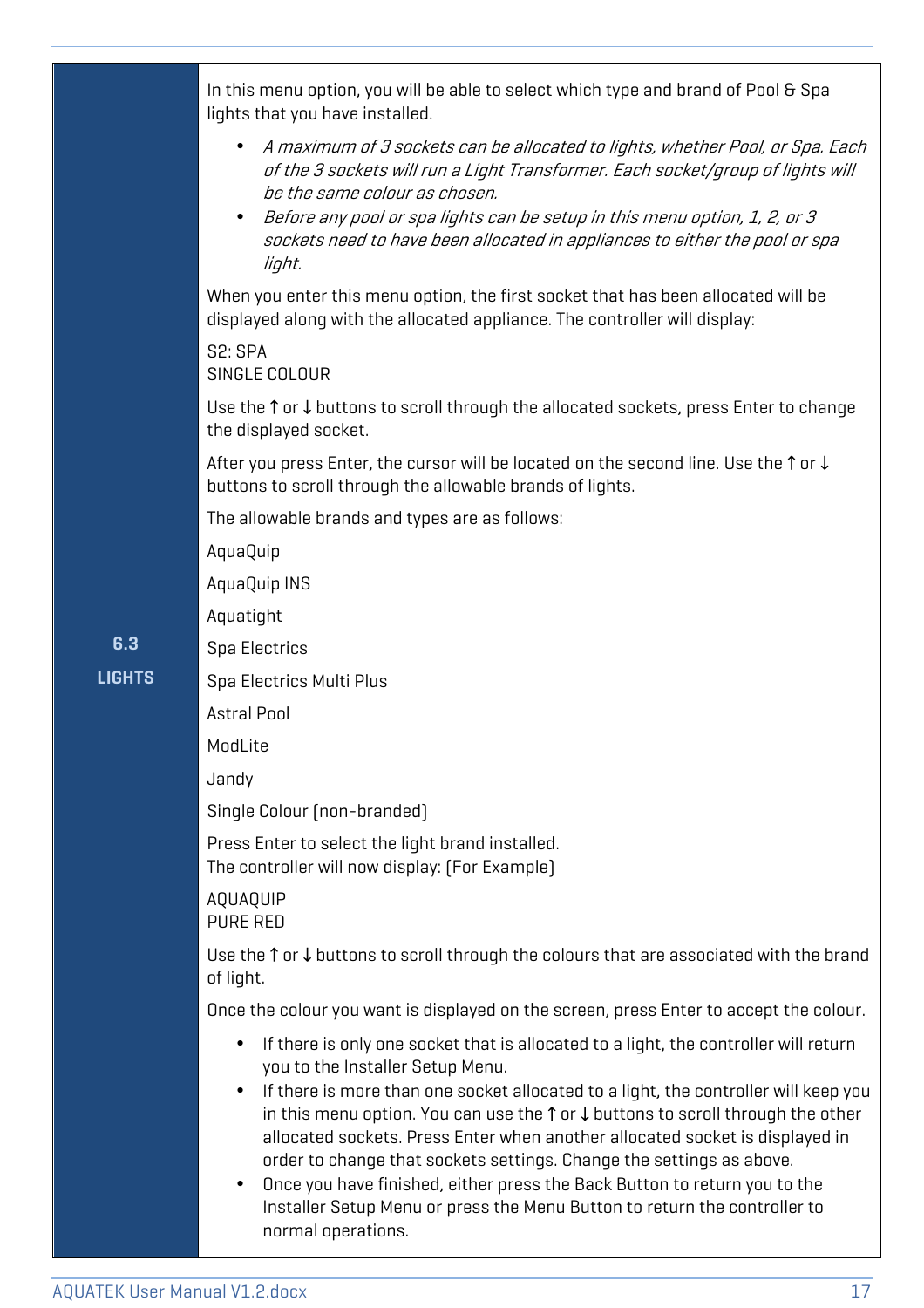## 6.3 LIGHTS

In this menu option, you will be able to select which type and brand of Pool & Spa lights that you have installed.

- *A maximum of 3 sockets can be allocated to lights, whether Pool, or Spa. Each of the 3 sockets will run a Light Transformer. Each socket/group of lights will be the same colour as chosen.*
- *Before any pool or spa lights can be setup in this menu option, 1, 2, or 3 sockets need to have been allocated in appliances to either the pool or spa light.*

When you enter this menu option, the first socket that has been allocated will be displayed along with the allocated appliance. The controller will display:

S2: SPA
SINGLE COLOUR

Use the ↑ or ↓ buttons to scroll through the allocated sockets, press Enter to change the displayed socket.

After you press Enter, the cursor will be located on the second line. Use the ↑ or ↓ buttons to scroll through the allowable brands of lights.

The allowable brands and types are as follows:

AquaQuip

AquaQuip INS

Aquatight

Spa Electrics

Spa Electrics Multi Plus

Astral Pool

ModLite

Jandy

Single Colour (non-branded)

Press Enter to select the light brand installed.
The controller will now display: (For Example)

AQUAQUIP
PURE RED

Use the ↑ or ↓ buttons to scroll through the colours that are associated with the brand of light.

Once the colour you want is displayed on the screen, press Enter to accept the colour.

- If there is only one socket that is allocated to a light, the controller will return you to the Installer Setup Menu.
- If there is more than one socket allocated to a light, the controller will keep you in this menu option. You can use the ↑ or ↓ buttons to scroll through the other allocated sockets. Press Enter when another allocated socket is displayed in order to change that sockets settings. Change the settings as above.
- Once you have finished, either press the Back Button to return you to the Installer Setup Menu or press the Menu Button to return the controller to normal operations.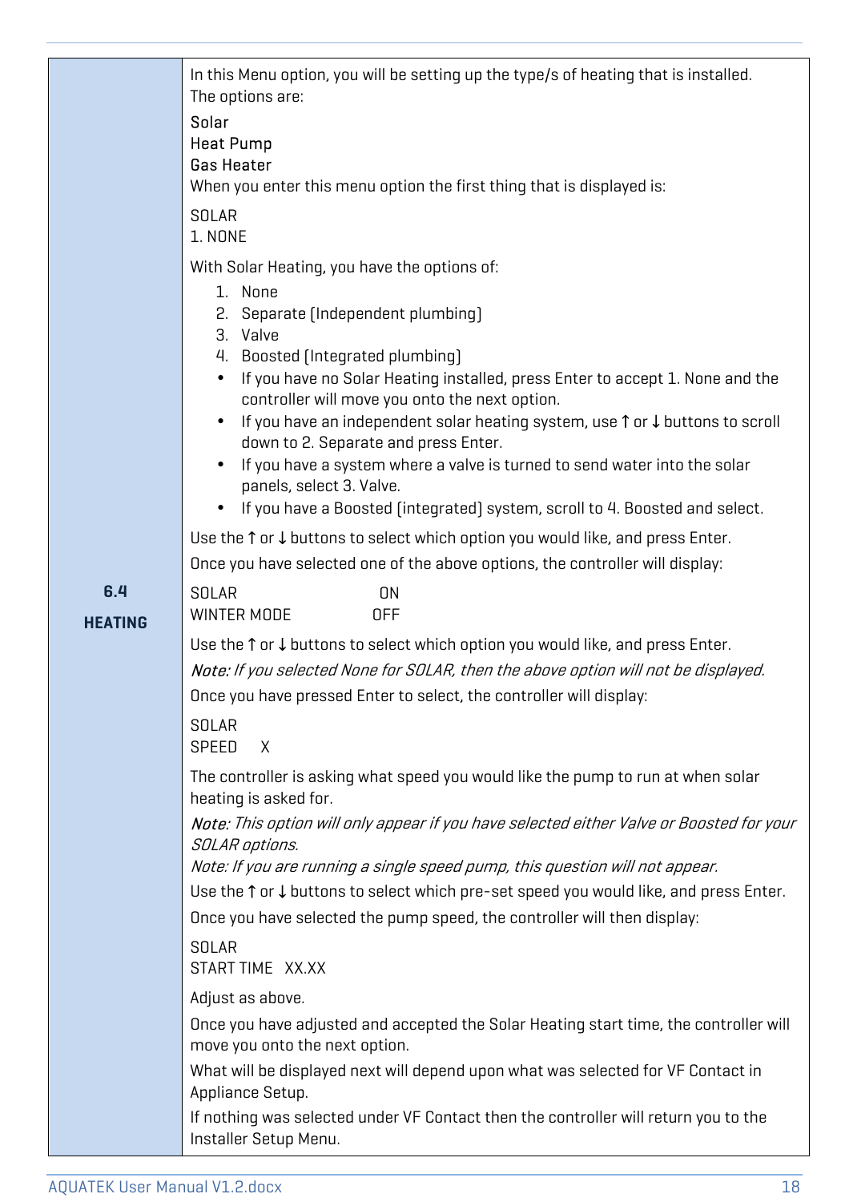## 6.4 HEATING

In this Menu option, you will be setting up the type/s of heating that is installed.
The options are:

Solar
Heat Pump
Gas Heater

When you enter this menu option the first thing that is displayed is:

```
SOLAR
1. NONE
```

With Solar Heating, you have the options of:

1. None
2. Separate (Independent plumbing)
3. Valve
4. Boosted (Integrated plumbing)

- If you have no Solar Heating installed, press Enter to accept 1. None and the controller will move you onto the next option.
- If you have an independent solar heating system, use ↑ or ↓ buttons to scroll down to 2. Separate and press Enter.
- If you have a system where a valve is turned to send water into the solar panels, select 3. Valve.
- If you have a Boosted (integrated) system, scroll to 4. Boosted and select.

Use the ↑ or ↓ buttons to select which option you would like, and press Enter.

Once you have selected one of the above options, the controller will display:

```
SOLAR            ON
WINTER MODE      OFF
```

Use the ↑ or ↓ buttons to select which option you would like, and press Enter.

*Note: If you selected None for SOLAR, then the above option will not be displayed.*

Once you have pressed Enter to select, the controller will display:

```
SOLAR
SPEED    X
```

The controller is asking what speed you would like the pump to run at when solar heating is asked for.

*Note: This option will only appear if you have selected either Valve or Boosted for your SOLAR options.*
*Note: If you are running a single speed pump, this question will not appear.*

Use the ↑ or ↓ buttons to select which pre-set speed you would like, and press Enter.

Once you have selected the pump speed, the controller will then display:

```
SOLAR
START TIME   XX.XX
```

Adjust as above.

Once you have adjusted and accepted the Solar Heating start time, the controller will move you onto the next option.

What will be displayed next will depend upon what was selected for VF Contact in Appliance Setup.

If nothing was selected under VF Contact then the controller will return you to the Installer Setup Menu.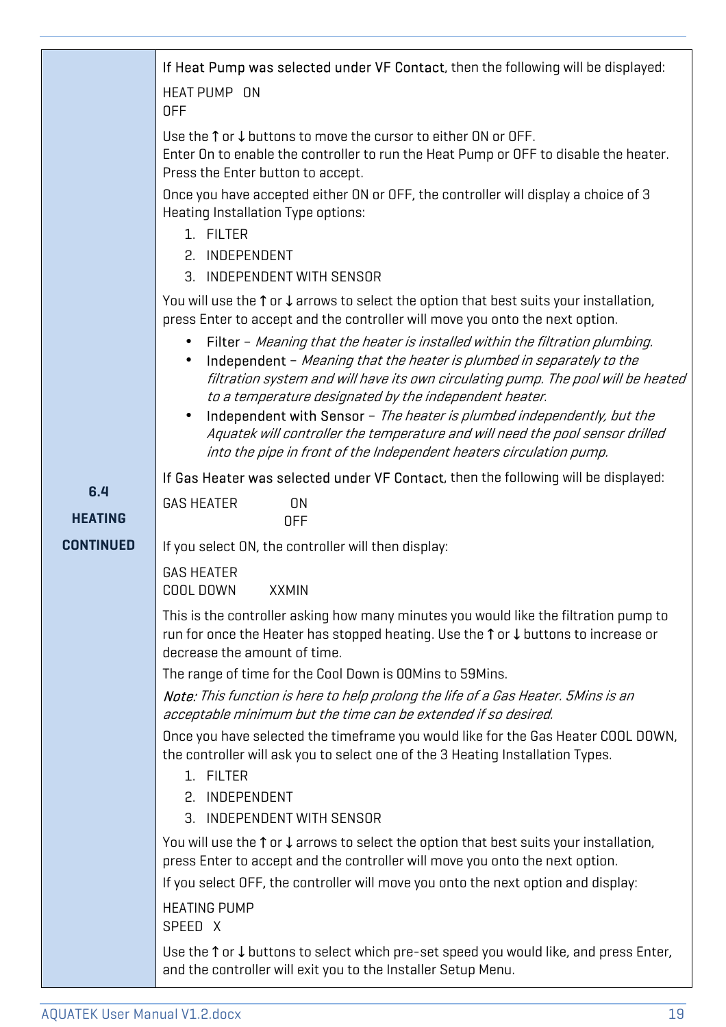**6.4 HEATING CONTINUED**

If Heat Pump was selected under VF Contact, then the following will be displayed:

HEAT PUMP ON
OFF

Use the ↑ or ↓ buttons to move the cursor to either ON or OFF.
Enter On to enable the controller to run the Heat Pump or OFF to disable the heater.
Press the Enter button to accept.

Once you have accepted either ON or OFF, the controller will display a choice of 3 Heating Installation Type options:

1. FILTER
2. INDEPENDENT
3. INDEPENDENT WITH SENSOR

You will use the ↑ or ↓ arrows to select the option that best suits your installation, press Enter to accept and the controller will move you onto the next option.

- Filter – *Meaning that the heater is installed within the filtration plumbing.*
- Independent – *Meaning that the heater is plumbed in separately to the filtration system and will have its own circulating pump. The pool will be heated to a temperature designated by the independent heater.*
- Independent with Sensor – *The heater is plumbed independently, but the Aquatek will controller the temperature and will need the pool sensor drilled into the pipe in front of the Independent heaters circulation pump.*

If Gas Heater was selected under VF Contact, then the following will be displayed:

GAS HEATER ON
OFF

If you select ON, the controller will then display:

GAS HEATER
COOL DOWN XXMIN

This is the controller asking how many minutes you would like the filtration pump to run for once the Heater has stopped heating. Use the ↑ or ↓ buttons to increase or decrease the amount of time.

The range of time for the Cool Down is 00Mins to 59Mins.

*Note: This function is here to help prolong the life of a Gas Heater. 5Mins is an acceptable minimum but the time can be extended if so desired.*

Once you have selected the timeframe you would like for the Gas Heater COOL DOWN, the controller will ask you to select one of the 3 Heating Installation Types.

1. FILTER
2. INDEPENDENT
3. INDEPENDENT WITH SENSOR

You will use the ↑ or ↓ arrows to select the option that best suits your installation, press Enter to accept and the controller will move you onto the next option.

If you select OFF, the controller will move you onto the next option and display:

HEATING PUMP
SPEED X

Use the ↑ or ↓ buttons to select which pre-set speed you would like, and press Enter, and the controller will exit you to the Installer Setup Menu.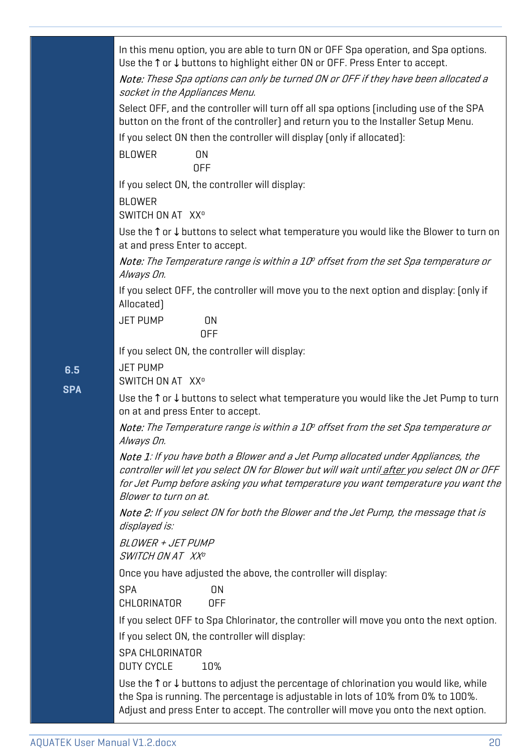## 6.5 SPA

In this menu option, you are able to turn ON or OFF Spa operation, and Spa options. Use the ↑ or ↓ buttons to highlight either ON or OFF. Press Enter to accept.

*Note: These Spa options can only be turned ON or OFF if they have been allocated a socket in the Appliances Menu.*

Select OFF, and the controller will turn off all spa options (including use of the SPA button on the front of the controller) and return you to the Installer Setup Menu.

If you select ON then the controller will display (only if allocated):

```
BLOWER          ON
                OFF
```

If you select ON, the controller will display:

```
BLOWER
SWITCH ON AT   XXº
```

Use the ↑ or ↓ buttons to select what temperature you would like the Blower to turn on at and press Enter to accept.

*Note: The Temperature range is within a 10º offset from the set Spa temperature or Always On.*

If you select OFF, the controller will move you to the next option and display: (only if Allocated)

```
JET PUMP          ON
                  OFF
```

If you select ON, the controller will display:

```
JET PUMP
SWITCH ON AT   XXº
```

Use the ↑ or ↓ buttons to select what temperature you would like the Jet Pump to turn on at and press Enter to accept.

*Note: The Temperature range is within a 10º offset from the set Spa temperature or Always On.*

*Note 1: If you have both a Blower and a Jet Pump allocated under Appliances, the controller will let you select ON for Blower but will wait until <u>after</u> you select ON or OFF for Jet Pump before asking you what temperature you want temperature you want the Blower to turn on at.*

*Note 2: If you select ON for both the Blower and the Jet Pump, the message that is displayed is:*

```
BLOWER + JET PUMP
SWITCH ON AT   XXº
```

Once you have adjusted the above, the controller will display:

```
SPA                  ON
CHLORINATOR         OFF
```

If you select OFF to Spa Chlorinator, the controller will move you onto the next option.

If you select ON, the controller will display:

```
SPA CHLORINATOR
DUTY CYCLE        10%
```

Use the ↑ or ↓ buttons to adjust the percentage of chlorination you would like, while the Spa is running. The percentage is adjustable in lots of 10% from 0% to 100%. Adjust and press Enter to accept. The controller will move you onto the next option.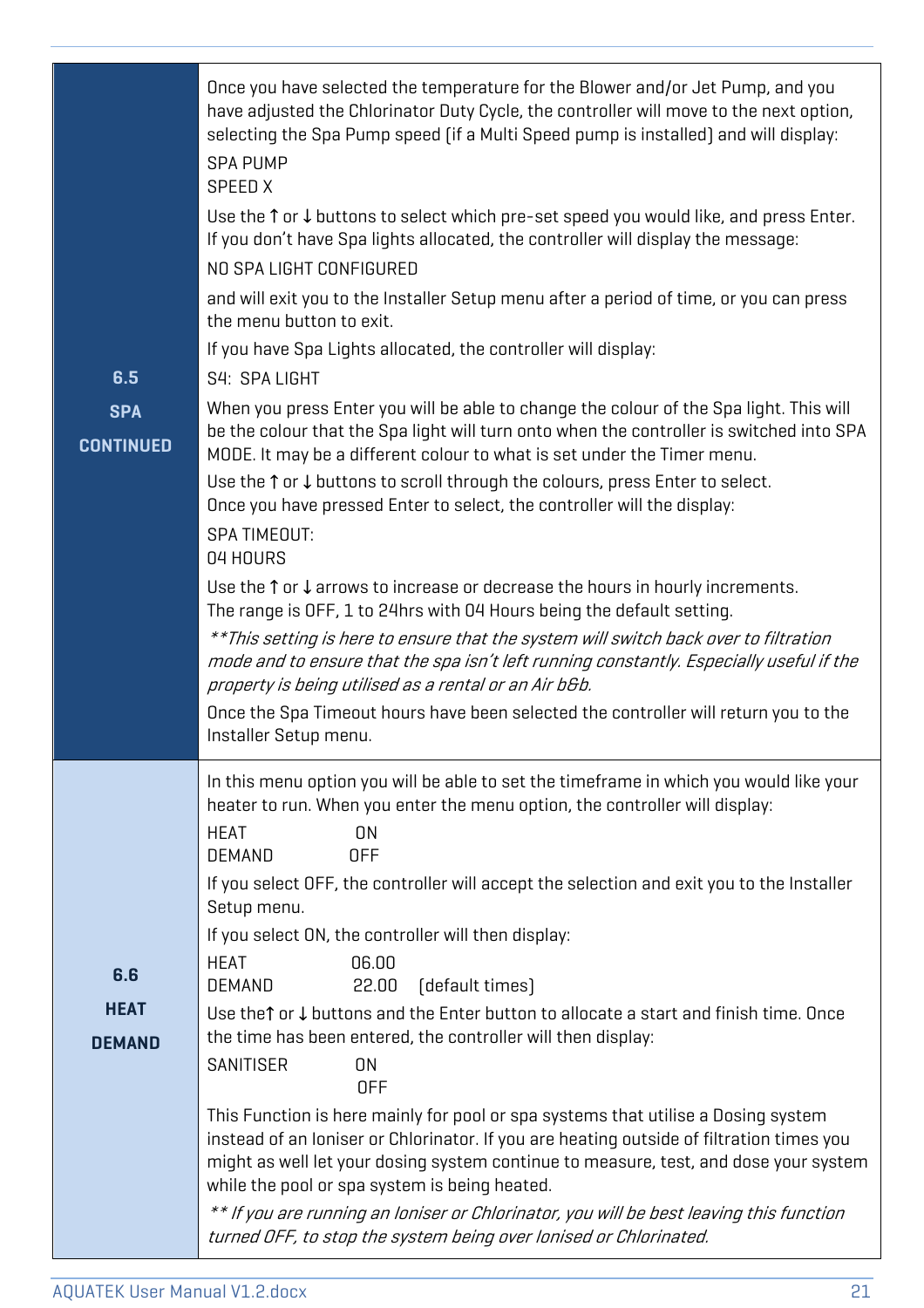| | |
|---|---|
| **6.5 SPA CONTINUED** | Once you have selected the temperature for the Blower and/or Jet Pump, and you have adjusted the Chlorinator Duty Cycle, the controller will move to the next option, selecting the Spa Pump speed (if a Multi Speed pump is installed) and will display:<br><br>SPA PUMP<br>SPEED X<br><br>Use the ↑ or ↓ buttons to select which pre-set speed you would like, and press Enter. If you don't have Spa lights allocated, the controller will display the message:<br><br>NO SPA LIGHT CONFIGURED<br><br>and will exit you to the Installer Setup menu after a period of time, or you can press the menu button to exit.<br><br>If you have Spa Lights allocated, the controller will display:<br><br>S4: SPA LIGHT<br><br>When you press Enter you will be able to change the colour of the Spa light. This will be the colour that the Spa light will turn onto when the controller is switched into SPA MODE. It may be a different colour to what is set under the Timer menu.<br><br>Use the ↑ or ↓ buttons to scroll through the colours, press Enter to select. Once you have pressed Enter to select, the controller will the display:<br><br>SPA TIMEOUT:<br>04 HOURS<br><br>Use the ↑ or ↓ arrows to increase or decrease the hours in hourly increments. The range is OFF, 1 to 24hrs with 04 Hours being the default setting.<br><br>*\*\*This setting is here to ensure that the system will switch back over to filtration mode and to ensure that the spa isn't left running constantly. Especially useful if the property is being utilised as a rental or an Air b&b.*<br><br>Once the Spa Timeout hours have been selected the controller will return you to the Installer Setup menu. |
| **6.6 HEAT DEMAND** | In this menu option you will be able to set the timeframe in which you would like your heater to run. When you enter the menu option, the controller will display:<br><br>HEAT ON<br>DEMAND OFF<br><br>If you select OFF, the controller will accept the selection and exit you to the Installer Setup menu.<br><br>If you select ON, the controller will then display:<br><br>HEAT 06.00<br>DEMAND 22.00 (default times)<br><br>Use the↑ or ↓ buttons and the Enter button to allocate a start and finish time. Once the time has been entered, the controller will then display:<br><br>SANITISER ON<br>OFF<br><br>This Function is here mainly for pool or spa systems that utilise a Dosing system instead of an Ioniser or Chlorinator. If you are heating outside of filtration times you might as well let your dosing system continue to measure, test, and dose your system while the pool or spa system is being heated.<br><br>*\*\* If you are running an Ioniser or Chlorinator, you will be best leaving this function turned OFF, to stop the system being over Ionised or Chlorinated.* |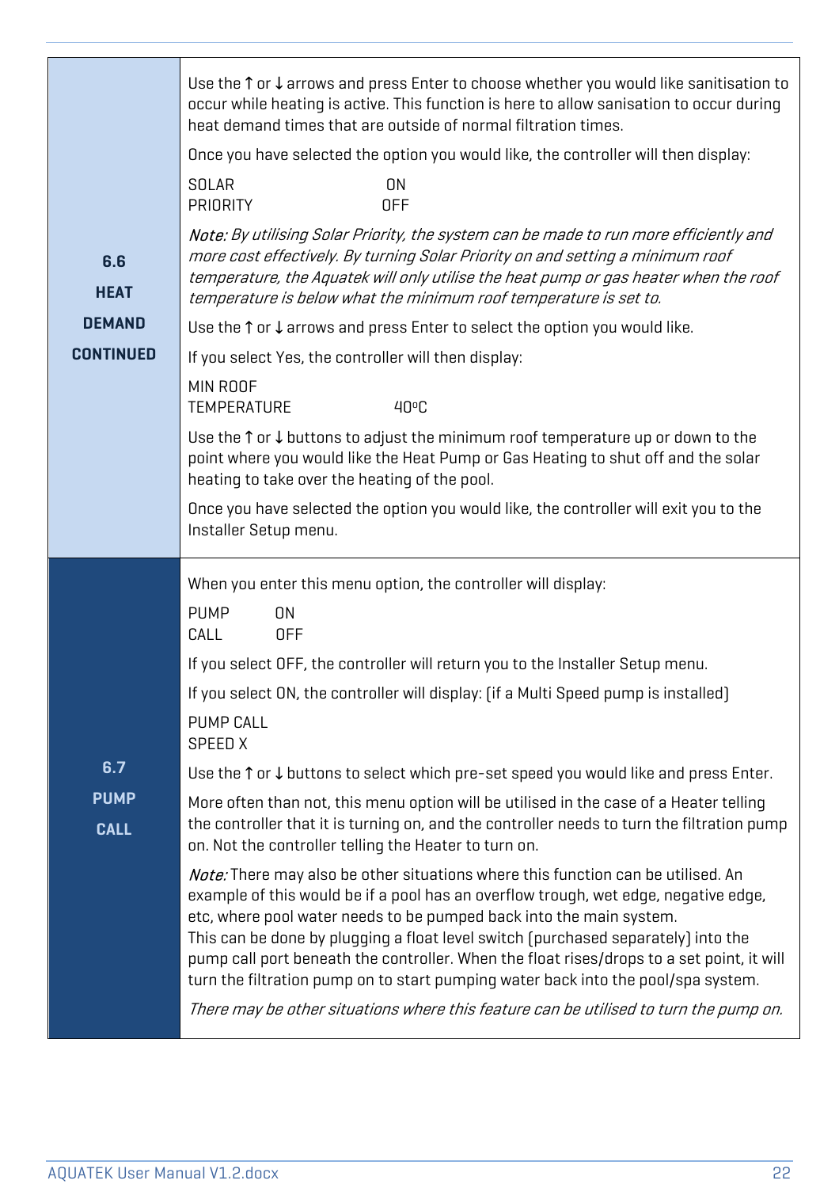| | |
|---|---|
| **6.6 HEAT DEMAND CONTINUED** | Use the ↑ or ↓ arrows and press Enter to choose whether you would like sanitisation to occur while heating is active. This function is here to allow sanisation to occur during heat demand times that are outside of normal filtration times.<br><br>Once you have selected the option you would like, the controller will then display:<br><br>SOLAR ON<br>PRIORITY OFF<br><br>*Note: By utilising Solar Priority, the system can be made to run more efficiently and more cost effectively. By turning Solar Priority on and setting a minimum roof temperature, the Aquatek will only utilise the heat pump or gas heater when the roof temperature is below what the minimum roof temperature is set to.*<br><br>Use the ↑ or ↓ arrows and press Enter to select the option you would like.<br><br>If you select Yes, the controller will then display:<br><br>MIN ROOF<br>TEMPERATURE 40°C<br><br>Use the ↑ or ↓ buttons to adjust the minimum roof temperature up or down to the point where you would like the Heat Pump or Gas Heating to shut off and the solar heating to take over the heating of the pool.<br><br>Once you have selected the option you would like, the controller will exit you to the Installer Setup menu. |
| **6.7 PUMP CALL** | When you enter this menu option, the controller will display:<br><br>PUMP ON<br>CALL OFF<br><br>If you select OFF, the controller will return you to the Installer Setup menu.<br><br>If you select ON, the controller will display: (if a Multi Speed pump is installed)<br><br>PUMP CALL<br>SPEED X<br><br>Use the ↑ or ↓ buttons to select which pre-set speed you would like and press Enter.<br><br>More often than not, this menu option will be utilised in the case of a Heater telling the controller that it is turning on, and the controller needs to turn the filtration pump on. Not the controller telling the Heater to turn on.<br><br>*Note:* There may also be other situations where this function can be utilised. An example of this would be if a pool has an overflow trough, wet edge, negative edge, etc, where pool water needs to be pumped back into the main system.<br>This can be done by plugging a float level switch (purchased separately) into the pump call port beneath the controller. When the float rises/drops to a set point, it will turn the filtration pump on to start pumping water back into the pool/spa system.<br><br>*There may be other situations where this feature can be utilised to turn the pump on.* |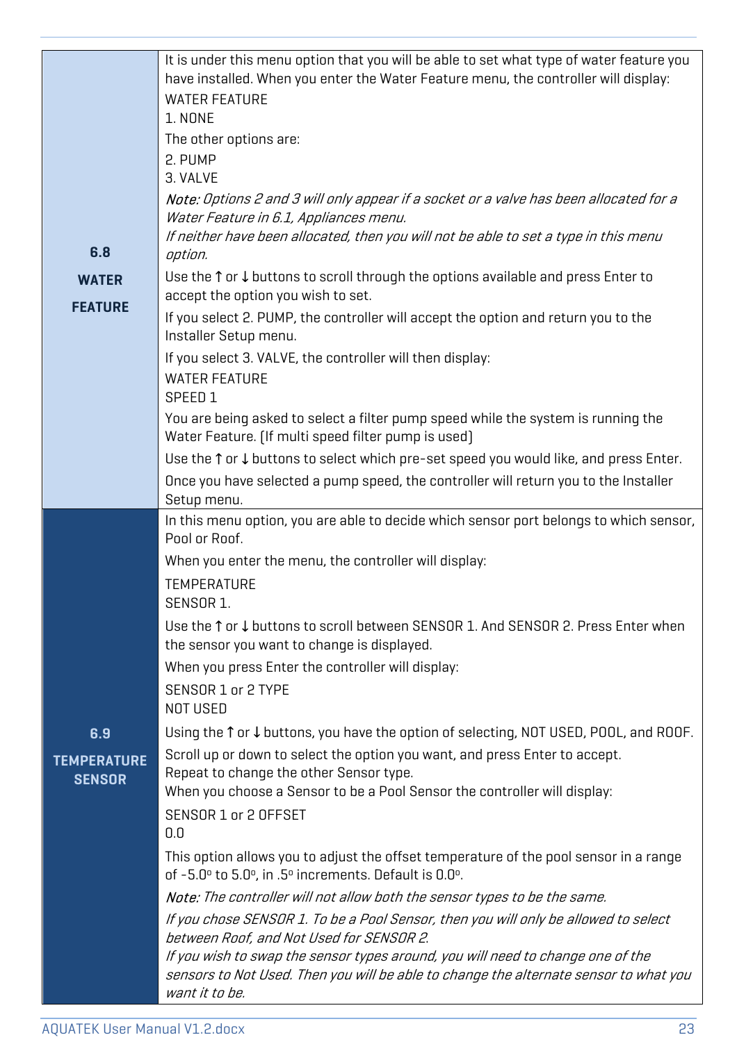| | |
|---|---|
| **6.8 WATER FEATURE** | It is under this menu option that you will be able to set what type of water feature you have installed. When you enter the Water Feature menu, the controller will display:<br>WATER FEATURE<br>1. NONE<br>The other options are:<br>2. PUMP<br>3. VALVE<br>*Note: Options 2 and 3 will only appear if a socket or a valve has been allocated for a Water Feature in 6.1, Appliances menu.*<br>*If neither have been allocated, then you will not be able to set a type in this menu option.*<br>Use the ↑ or ↓ buttons to scroll through the options available and press Enter to accept the option you wish to set.<br>If you select 2. PUMP, the controller will accept the option and return you to the Installer Setup menu.<br>If you select 3. VALVE, the controller will then display:<br>WATER FEATURE<br>SPEED 1<br>You are being asked to select a filter pump speed while the system is running the Water Feature. (If multi speed filter pump is used)<br>Use the ↑ or ↓ buttons to select which pre-set speed you would like, and press Enter.<br>Once you have selected a pump speed, the controller will return you to the Installer Setup menu. |
| **6.9 TEMPERATURE SENSOR** | In this menu option, you are able to decide which sensor port belongs to which sensor, Pool or Roof.<br>When you enter the menu, the controller will display:<br>TEMPERATURE<br>SENSOR 1.<br>Use the ↑ or ↓ buttons to scroll between SENSOR 1. And SENSOR 2. Press Enter when the sensor you want to change is displayed.<br>When you press Enter the controller will display:<br>SENSOR 1 or 2 TYPE<br>NOT USED<br>Using the ↑ or ↓ buttons, you have the option of selecting, NOT USED, POOL, and ROOF.<br>Scroll up or down to select the option you want, and press Enter to accept.<br>Repeat to change the other Sensor type.<br>When you choose a Sensor to be a Pool Sensor the controller will display:<br>SENSOR 1 or 2 OFFSET<br>0.0<br>This option allows you to adjust the offset temperature of the pool sensor in a range of -5.0º to 5.0º, in .5º increments. Default is 0.0º.<br>*Note: The controller will not allow both the sensor types to be the same.*<br>*If you chose SENSOR 1. To be a Pool Sensor, then you will only be allowed to select between Roof, and Not Used for SENSOR 2.*<br>*If you wish to swap the sensor types around, you will need to change one of the sensors to Not Used. Then you will be able to change the alternate sensor to what you want it to be.* |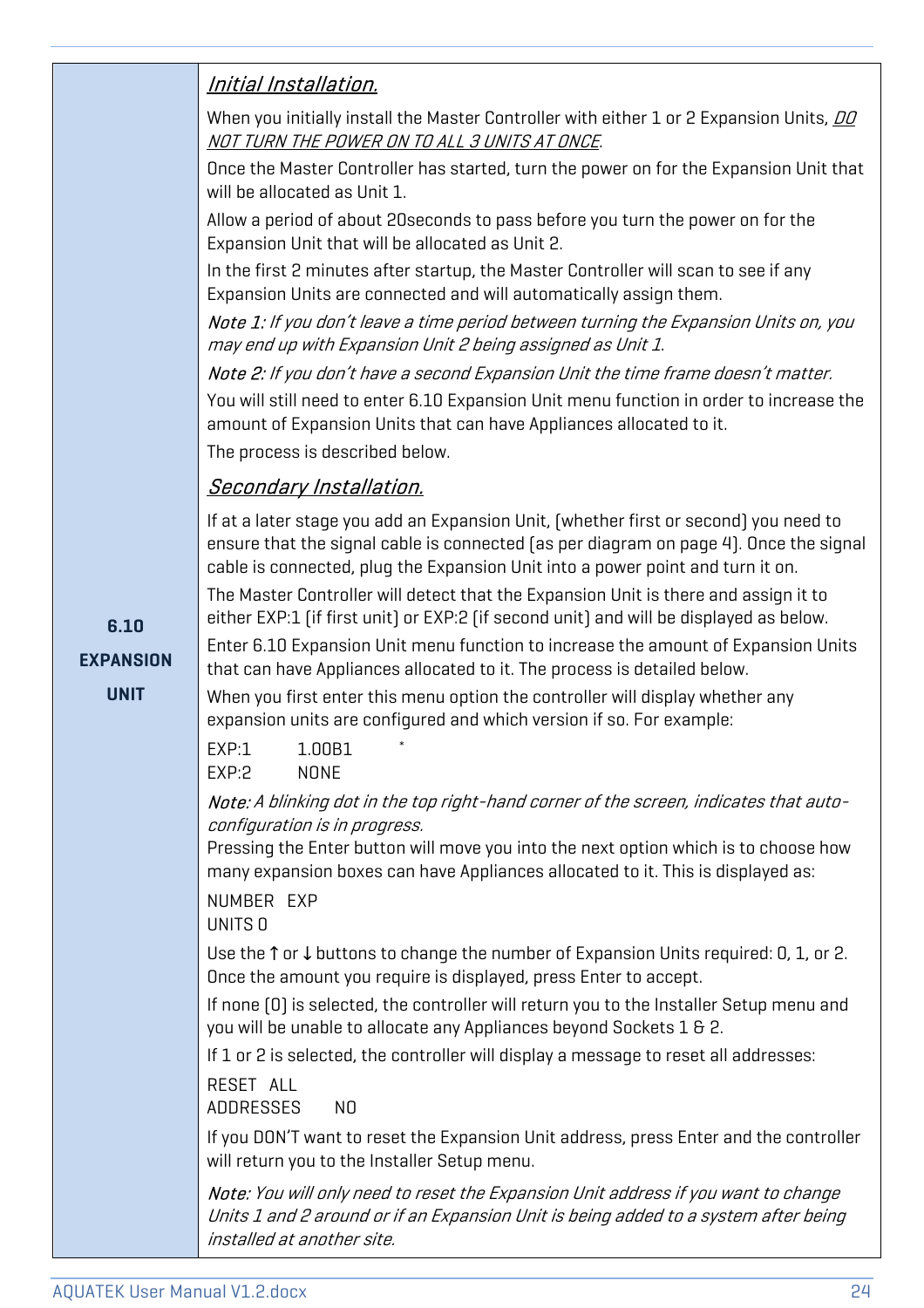**6.10 EXPANSION UNIT**

*__Initial Installation.__*

When you initially install the Master Controller with either 1 or 2 Expansion Units, *__DO NOT TURN THE POWER ON TO ALL 3 UNITS AT ONCE__*.

Once the Master Controller has started, turn the power on for the Expansion Unit that will be allocated as Unit 1.

Allow a period of about 20seconds to pass before you turn the power on for the Expansion Unit that will be allocated as Unit 2.

In the first 2 minutes after startup, the Master Controller will scan to see if any Expansion Units are connected and will automatically assign them.

*Note 1: If you don't leave a time period between turning the Expansion Units on, you may end up with Expansion Unit 2 being assigned as Unit 1.*

*Note 2: If you don't have a second Expansion Unit the time frame doesn't matter.*

You will still need to enter 6.10 Expansion Unit menu function in order to increase the amount of Expansion Units that can have Appliances allocated to it.

The process is described below.

*__Secondary Installation.__*

If at a later stage you add an Expansion Unit, (whether first or second) you need to ensure that the signal cable is connected (as per diagram on page 4). Once the signal cable is connected, plug the Expansion Unit into a power point and turn it on.

The Master Controller will detect that the Expansion Unit is there and assign it to either EXP:1 (if first unit) or EXP:2 (if second unit) and will be displayed as below.

Enter 6.10 Expansion Unit menu function to increase the amount of Expansion Units that can have Appliances allocated to it. The process is detailed below.

When you first enter this menu option the controller will display whether any expansion units are configured and which version if so. For example:

```
EXP:1     1.00B1     .
EXP:2     NONE
```

*Note: A blinking dot in the top right-hand corner of the screen, indicates that auto-configuration is in progress.*

Pressing the Enter button will move you into the next option which is to choose how many expansion boxes can have Appliances allocated to it. This is displayed as:

```
NUMBER  EXP
UNITS 0
```

Use the ↑ or ↓ buttons to change the number of Expansion Units required: 0, 1, or 2. Once the amount you require is displayed, press Enter to accept.

If none (0) is selected, the controller will return you to the Installer Setup menu and you will be unable to allocate any Appliances beyond Sockets 1 & 2.

If 1 or 2 is selected, the controller will display a message to reset all addresses:

```
RESET  ALL
ADDRESSES     NO
```

If you DON'T want to reset the Expansion Unit address, press Enter and the controller will return you to the Installer Setup menu.

*Note: You will only need to reset the Expansion Unit address if you want to change Units 1 and 2 around or if an Expansion Unit is being added to a system after being installed at another site.*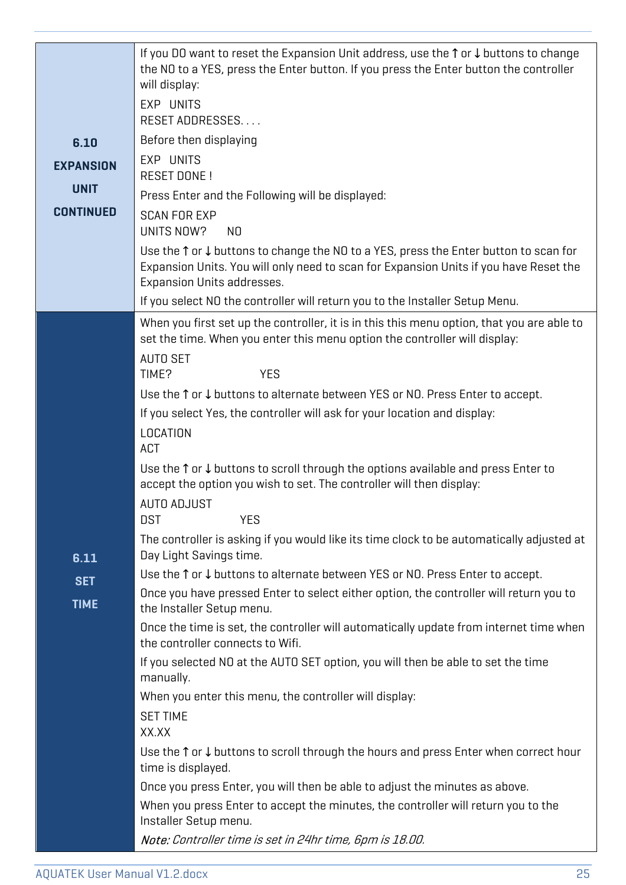| | |
|---|---|
| **6.10 EXPANSION UNIT CONTINUED** | If you DO want to reset the Expansion Unit address, use the ↑ or ↓ buttons to change the NO to a YES, press the Enter button. If you press the Enter button the controller will display:<br><br>EXP UNITS<br>RESET ADDRESSES. . . .<br><br>Before then displaying<br><br>EXP UNITS<br>RESET DONE !<br><br>Press Enter and the Following will be displayed:<br><br>SCAN FOR EXP<br>UNITS NOW? NO<br><br>Use the ↑ or ↓ buttons to change the NO to a YES, press the Enter button to scan for Expansion Units. You will only need to scan for Expansion Units if you have Reset the Expansion Units addresses.<br><br>If you select NO the controller will return you to the Installer Setup Menu. |
| **6.11 SET TIME** | When you first set up the controller, it is in this this menu option, that you are able to set the time. When you enter this menu option the controller will display:<br><br>AUTO SET<br>TIME? YES<br><br>Use the ↑ or ↓ buttons to alternate between YES or NO. Press Enter to accept.<br><br>If you select Yes, the controller will ask for your location and display:<br><br>LOCATION<br>ACT<br><br>Use the ↑ or ↓ buttons to scroll through the options available and press Enter to accept the option you wish to set. The controller will then display:<br><br>AUTO ADJUST<br>DST YES<br><br>The controller is asking if you would like its time clock to be automatically adjusted at Day Light Savings time.<br><br>Use the ↑ or ↓ buttons to alternate between YES or NO. Press Enter to accept.<br><br>Once you have pressed Enter to select either option, the controller will return you to the Installer Setup menu.<br><br>Once the time is set, the controller will automatically update from internet time when the controller connects to Wifi.<br><br>If you selected NO at the AUTO SET option, you will then be able to set the time manually.<br><br>When you enter this menu, the controller will display:<br><br>SET TIME<br>XX.XX<br><br>Use the ↑ or ↓ buttons to scroll through the hours and press Enter when correct hour time is displayed.<br><br>Once you press Enter, you will then be able to adjust the minutes as above.<br><br>When you press Enter to accept the minutes, the controller will return you to the Installer Setup menu.<br><br>***Note:*** *Controller time is set in 24hr time, 6pm is 18.00.* |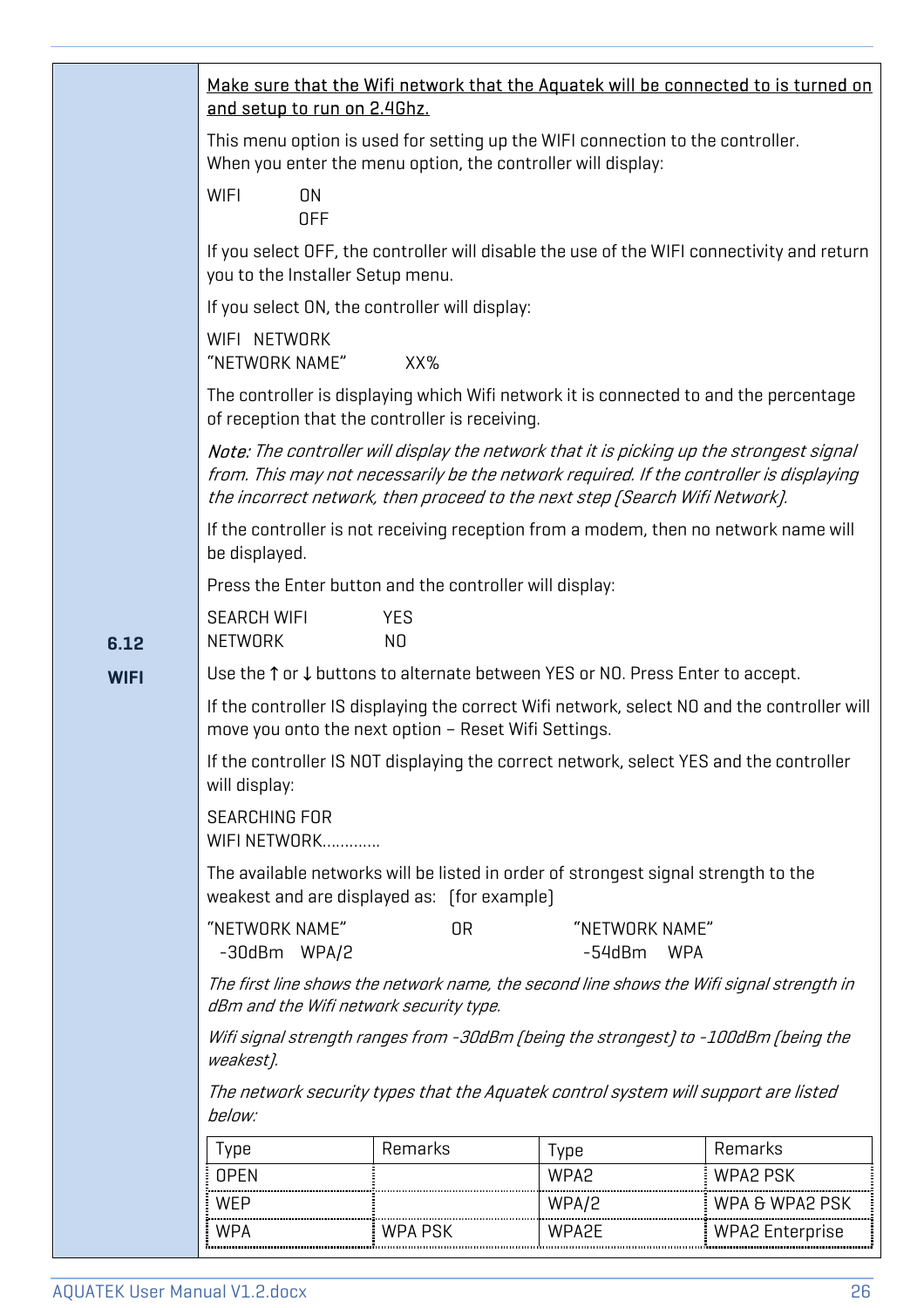## 6.12 WIFI

<u>Make sure that the Wifi network that the Aquatek will be connected to is turned on and setup to run on 2.4Ghz.</u>

This menu option is used for setting up the WIFI connection to the controller.
When you enter the menu option, the controller will display:

```
WIFI      ON
          OFF
```

If you select OFF, the controller will disable the use of the WIFI connectivity and return you to the Installer Setup menu.

If you select ON, the controller will display:

```
WIFI   NETWORK
"NETWORK NAME"         XX%
```

The controller is displaying which Wifi network it is connected to and the percentage of reception that the controller is receiving.

*Note: The controller will display the network that it is picking up the strongest signal from. This may not necessarily be the network required. If the controller is displaying the incorrect network, then proceed to the next step (Search Wifi Network).*

If the controller is not receiving reception from a modem, then no network name will be displayed.

Press the Enter button and the controller will display:

```
SEARCH WIFI        YES
NETWORK            NO
```

Use the ↑ or ↓ buttons to alternate between YES or NO. Press Enter to accept.

If the controller IS displaying the correct Wifi network, select NO and the controller will move you onto the next option – Reset Wifi Settings.

If the controller IS NOT displaying the correct network, select YES and the controller will display:

```
SEARCHING FOR
WIFI NETWORK............
```

The available networks will be listed in order of strongest signal strength to the weakest and are displayed as: (for example)

```
"NETWORK NAME"            OR          "NETWORK NAME"
  -30dBm   WPA/2                        -54dBm    WPA
```

*The first line shows the network name, the second line shows the Wifi signal strength in dBm and the Wifi network security type.*

*Wifi signal strength ranges from -30dBm (being the strongest) to -100dBm (being the weakest).*

*The network security types that the Aquatek control system will support are listed below:*

| Type | Remarks | Type | Remarks |
|---|---|---|---|
| OPEN | | WPA2 | WPA2 PSK |
| WEP | | WPA/2 | WPA & WPA2 PSK |
| WPA | WPA PSK | WPA2E | WPA2 Enterprise |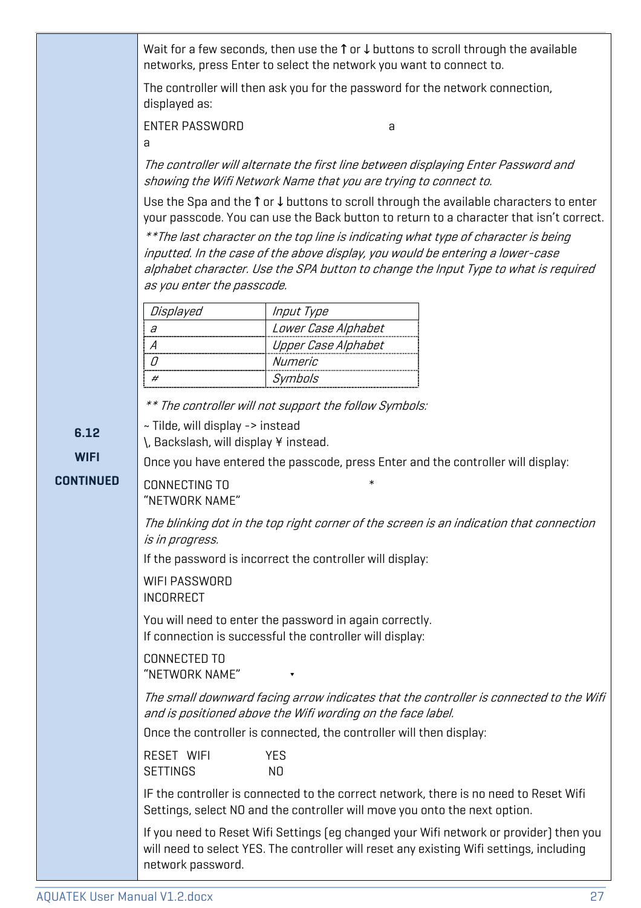**6.12 WIFI CONTINUED**

Wait for a few seconds, then use the ↑ or ↓ buttons to scroll through the available networks, press Enter to select the network you want to connect to.

The controller will then ask you for the password for the network connection, displayed as:

ENTER PASSWORD a
a

*The controller will alternate the first line between displaying Enter Password and showing the Wifi Network Name that you are trying to connect to.*

Use the Spa and the ↑ or ↓ buttons to scroll through the available characters to enter your passcode. You can use the Back button to return to a character that isn't correct.

*\*\*The last character on the top line is indicating what type of character is being inputted. In the case of the above display, you would be entering a lower-case alphabet character. Use the SPA button to change the Input Type to what is required as you enter the passcode.*

| *Displayed* | *Input Type* |
|---|---|
| *a* | *Lower Case Alphabet* |
| *A* | *Upper Case Alphabet* |
| *0* | *Numeric* |
| *#* | *Symbols* |

*\*\* The controller will not support the follow Symbols:*

~ Tilde, will display -> instead
\, Backslash, will display ¥ instead.

Once you have entered the passcode, press Enter and the controller will display:

CONNECTING TO *
"NETWORK NAME"

*The blinking dot in the top right corner of the screen is an indication that connection is in progress.*

If the password is incorrect the controller will display:

WIFI PASSWORD
INCORRECT

You will need to enter the password in again correctly.
If connection is successful the controller will display:

CONNECTED TO
"NETWORK NAME" ▾

*The small downward facing arrow indicates that the controller is connected to the Wifi and is positioned above the Wifi wording on the face label.*

Once the controller is connected, the controller will then display:

RESET WIFI YES
SETTINGS NO

IF the controller is connected to the correct network, there is no need to Reset Wifi Settings, select NO and the controller will move you onto the next option.

If you need to Reset Wifi Settings (eg changed your Wifi network or provider) then you will need to select YES. The controller will reset any existing Wifi settings, including network password.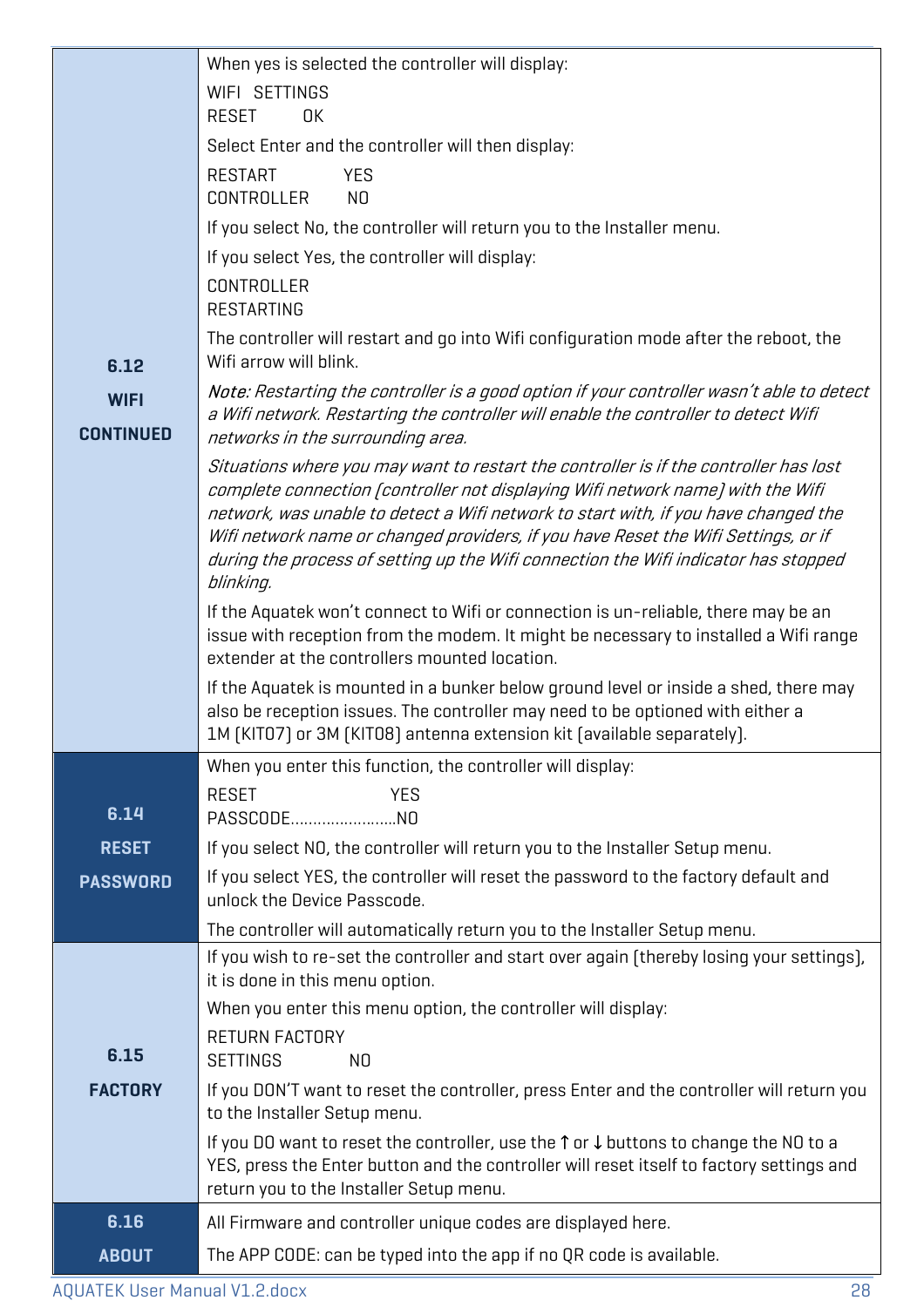| | |
|---|---|
| **6.12 WIFI CONTINUED** | When yes is selected the controller will display:<br><br>WIFI SETTINGS<br>RESET OK<br><br>Select Enter and the controller will then display:<br><br>RESTART YES<br>CONTROLLER NO<br><br>If you select No, the controller will return you to the Installer menu.<br><br>If you select Yes, the controller will display:<br><br>CONTROLLER<br>RESTARTING<br><br>The controller will restart and go into Wifi configuration mode after the reboot, the Wifi arrow will blink.<br><br>*Note: Restarting the controller is a good option if your controller wasn't able to detect a Wifi network. Restarting the controller will enable the controller to detect Wifi networks in the surrounding area.*<br><br>*Situations where you may want to restart the controller is if the controller has lost complete connection (controller not displaying Wifi network name) with the Wifi network, was unable to detect a Wifi network to start with, if you have changed the Wifi network name or changed providers, if you have Reset the Wifi Settings, or if during the process of setting up the Wifi connection the Wifi indicator has stopped blinking.*<br><br>If the Aquatek won't connect to Wifi or connection is un-reliable, there may be an issue with reception from the modem. It might be necessary to installed a Wifi range extender at the controllers mounted location.<br><br>If the Aquatek is mounted in a bunker below ground level or inside a shed, there may also be reception issues. The controller may need to be optioned with either a 1M (KIT07) or 3M (KIT08) antenna extension kit (available separately). |
| **6.14 RESET PASSWORD** | When you enter this function, the controller will display:<br><br>RESET YES<br>PASSCODE……………………NO<br><br>If you select NO, the controller will return you to the Installer Setup menu.<br><br>If you select YES, the controller will reset the password to the factory default and unlock the Device Passcode.<br><br>The controller will automatically return you to the Installer Setup menu. |
| **6.15 FACTORY** | If you wish to re-set the controller and start over again (thereby losing your settings), it is done in this menu option.<br><br>When you enter this menu option, the controller will display:<br><br>RETURN FACTORY<br>SETTINGS NO<br><br>If you DON'T want to reset the controller, press Enter and the controller will return you to the Installer Setup menu.<br><br>If you DO want to reset the controller, use the ↑ or ↓ buttons to change the NO to a YES, press the Enter button and the controller will reset itself to factory settings and return you to the Installer Setup menu. |
| **6.16 ABOUT** | All Firmware and controller unique codes are displayed here.<br><br>The APP CODE: can be typed into the app if no QR code is available. |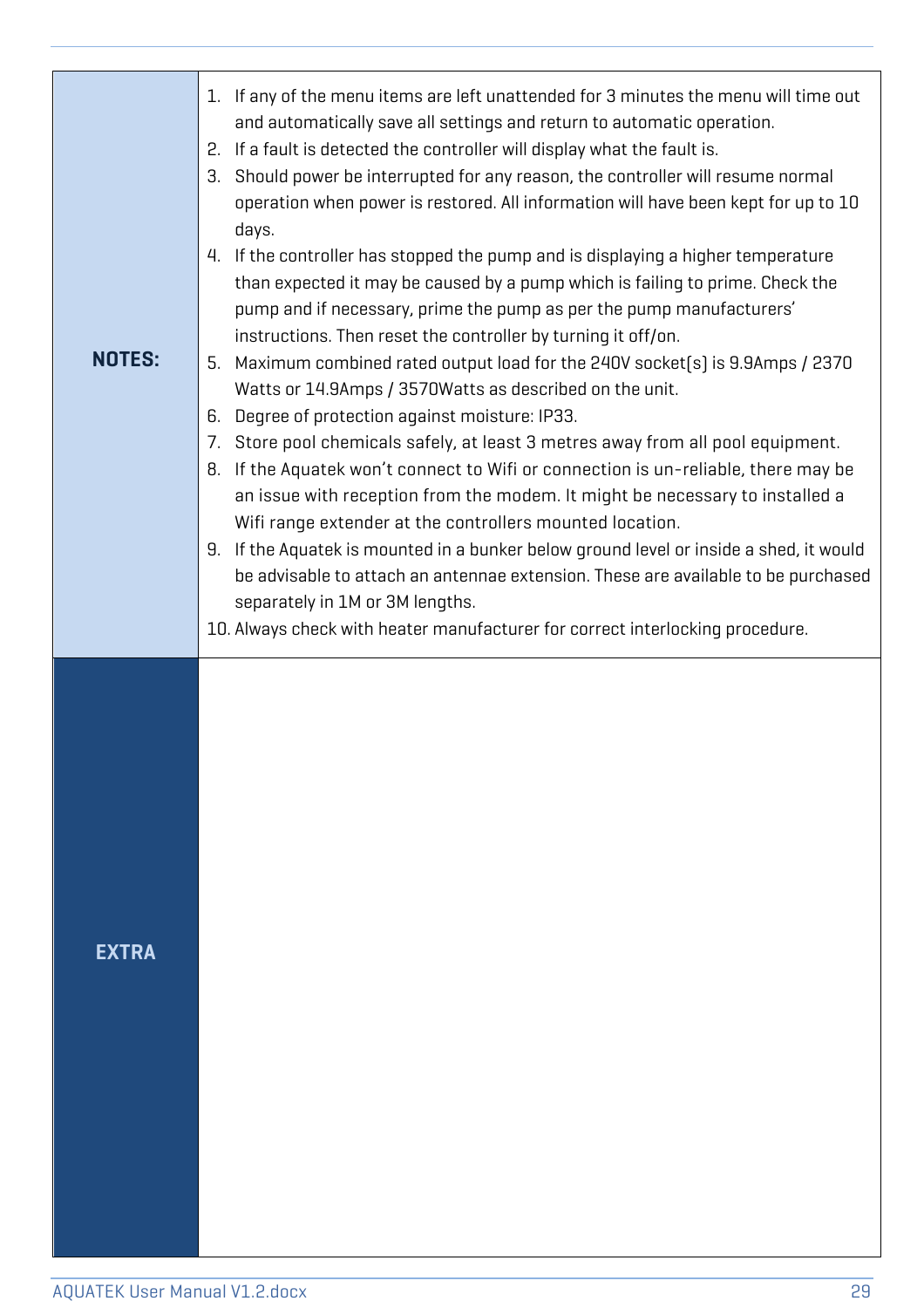| | |
|---|---|
| **NOTES:** | 1. If any of the menu items are left unattended for 3 minutes the menu will time out and automatically save all settings and return to automatic operation.<br>2. If a fault is detected the controller will display what the fault is.<br>3. Should power be interrupted for any reason, the controller will resume normal operation when power is restored. All information will have been kept for up to 10 days.<br>4. If the controller has stopped the pump and is displaying a higher temperature than expected it may be caused by a pump which is failing to prime. Check the pump and if necessary, prime the pump as per the pump manufacturers' instructions. Then reset the controller by turning it off/on.<br>5. Maximum combined rated output load for the 240V socket(s) is 9.9Amps / 2370 Watts or 14.9Amps / 3570Watts as described on the unit.<br>6. Degree of protection against moisture: IP33.<br>7. Store pool chemicals safely, at least 3 metres away from all pool equipment.<br>8. If the Aquatek won't connect to Wifi or connection is un-reliable, there may be an issue with reception from the modem. It might be necessary to installed a Wifi range extender at the controllers mounted location.<br>9. If the Aquatek is mounted in a bunker below ground level or inside a shed, it would be advisable to attach an antennae extension. These are available to be purchased separately in 1M or 3M lengths.<br>10. Always check with heater manufacturer for correct interlocking procedure. |
| **EXTRA** | |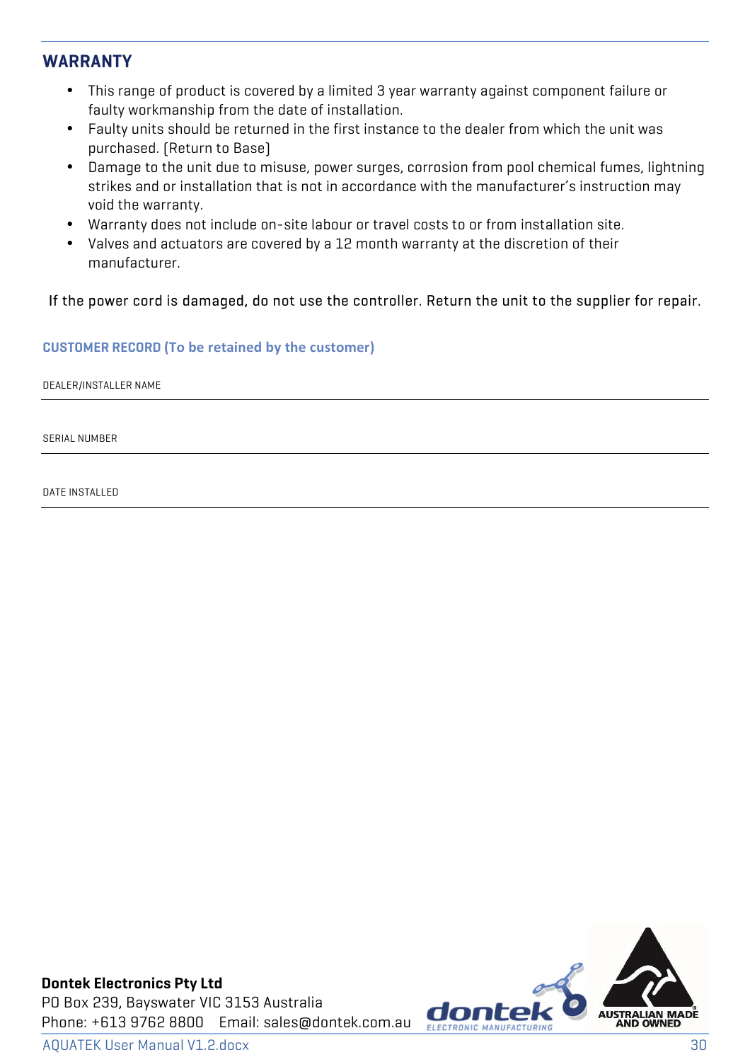## WARRANTY

- This range of product is covered by a limited 3 year warranty against component failure or faulty workmanship from the date of installation.
- Faulty units should be returned in the first instance to the dealer from which the unit was purchased. (Return to Base)
- Damage to the unit due to misuse, power surges, corrosion from pool chemical fumes, lightning strikes and or installation that is not in accordance with the manufacturer's instruction may void the warranty.
- Warranty does not include on-site labour or travel costs to or from installation site.
- Valves and actuators are covered by a 12 month warranty at the discretion of their manufacturer.

If the power cord is damaged, do not use the controller. Return the unit to the supplier for repair.

### CUSTOMER RECORD (To be retained by the customer)

DEALER/INSTALLER NAME

---

SERIAL NUMBER

---

DATE INSTALLED

---

**Dontek Electronics Pty Ltd**
PO Box 239, Bayswater VIC 3153 Australia
Phone: +613 9762 8800  Email: sales@dontek.com.au

dontek ELECTRONIC MANUFACTURING

AUSTRALIAN MADE AND OWNED